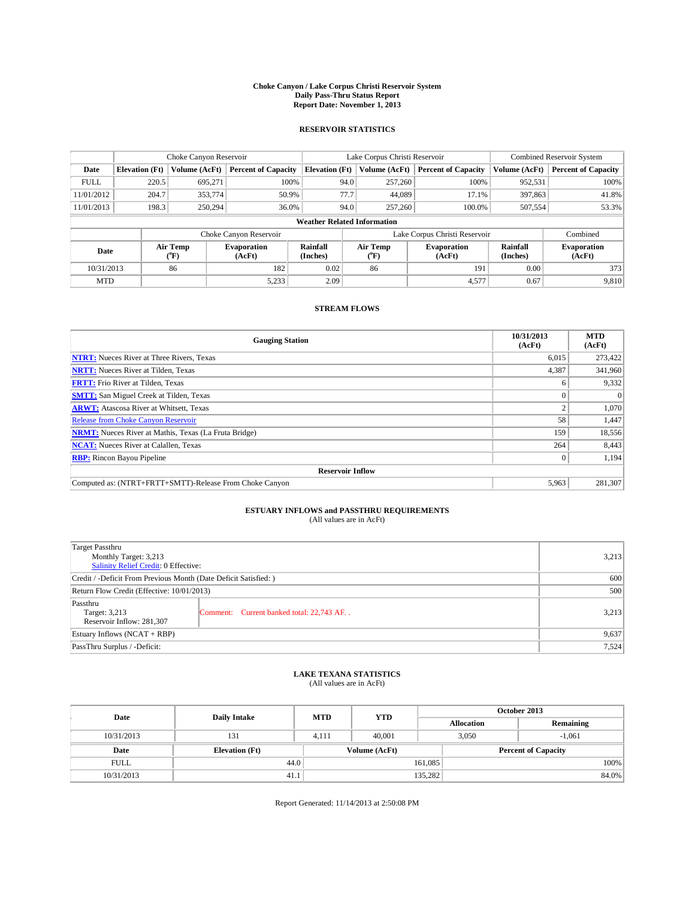# Choke Canyon / Lake Corpus Christi Reservoir System
## Daily Pass-Thru Status Report
### Report Date: November 1, 2013

## RESERVOIR STATISTICS

| | Choke Canyon Reservoir | | | Lake Corpus Christi Reservoir | | | Combined Reservoir System | |
|---|---|---|---|---|---|---|---|---|
| Date | Elevation (Ft) | Volume (AcFt) | Percent of Capacity | Elevation (Ft) | Volume (AcFt) | Percent of Capacity | Volume (AcFt) | Percent of Capacity |
| FULL | 220.5 | 695,271 | 100% | 94.0 | 257,260 | 100% | 952,531 | 100% |
| 11/01/2012 | 204.7 | 353,774 | 50.9% | 77.7 | 44,089 | 17.1% | 397,863 | 41.8% |
| 11/01/2013 | 198.3 | 250,294 | 36.0% | 94.0 | 257,260 | 100.0% | 507,554 | 53.3% |

**Weather Related Information**

| | Choke Canyon Reservoir | | | Lake Corpus Christi Reservoir | | | Combined |
|---|---|---|---|---|---|---|---|
| Date | Air Temp (°F) | Evaporation (AcFt) | Rainfall (Inches) | Air Temp (°F) | Evaporation (AcFt) | Rainfall (Inches) | Evaporation (AcFt) |
| 10/31/2013 | 86 | 182 | 0.02 | 86 | 191 | 0.00 | 373 |
| MTD | | 5,233 | 2.09 | | 4,577 | 0.67 | 9,810 |

## STREAM FLOWS

| Gauging Station | 10/31/2013 (AcFt) | MTD (AcFt) |
|---|---|---|
| NTRT: Nueces River at Three Rivers, Texas | 6,015 | 273,422 |
| NRTT: Nueces River at Tilden, Texas | 4,387 | 341,960 |
| FRTT: Frio River at Tilden, Texas | 6 | 9,332 |
| SMTT: San Miguel Creek at Tilden, Texas | 0 | 0 |
| ARWT: Atascosa River at Whitsett, Texas | 2 | 1,070 |
| Release from Choke Canyon Reservoir | 58 | 1,447 |
| NRMT: Nueces River at Mathis, Texas (La Fruta Bridge) | 159 | 18,556 |
| NCAT: Nueces River at Calallen, Texas | 264 | 8,443 |
| RBP: Rincon Bayou Pipeline | 0 | 1,194 |
| **Reservoir Inflow** | | |
| Computed as: (NTRT+FRTT+SMTT)-Release From Choke Canyon | 5,963 | 281,307 |

## ESTUARY INFLOWS and PASSTHRU REQUIREMENTS
(All values are in AcFt)

| | |
|---|---|
| Target Passthru<br>Monthly Target: 3,213<br>Salinity Relief Credit: 0 Effective: | 3,213 |
| Credit / -Deficit From Previous Month (Date Deficit Satisfied: ) | 600 |
| Return Flow Credit (Effective: 10/01/2013) | 500 |
| Passthru<br>Target: 3,213<br>Reservoir Inflow: 281,307 — Comment: Current banked total: 22,743 AF. . | 3,213 |
| Estuary Inflows (NCAT + RBP) | 9,637 |
| PassThru Surplus / -Deficit: | 7,524 |

## LAKE TEXANA STATISTICS
(All values are in AcFt)

| Date | Daily Intake | MTD | YTD | October 2013 Allocation | October 2013 Remaining |
|---|---|---|---|---|---|
| 10/31/2013 | 131 | 4,111 | 40,001 | 3,050 | -1,061 |

| Date | Elevation (Ft) | Volume (AcFt) | Percent of Capacity |
|---|---|---|---|
| FULL | 44.0 | 161,085 | 100% |
| 10/31/2013 | 41.1 | 135,282 | 84.0% |

Report Generated: 11/14/2013 at 2:50:08 PM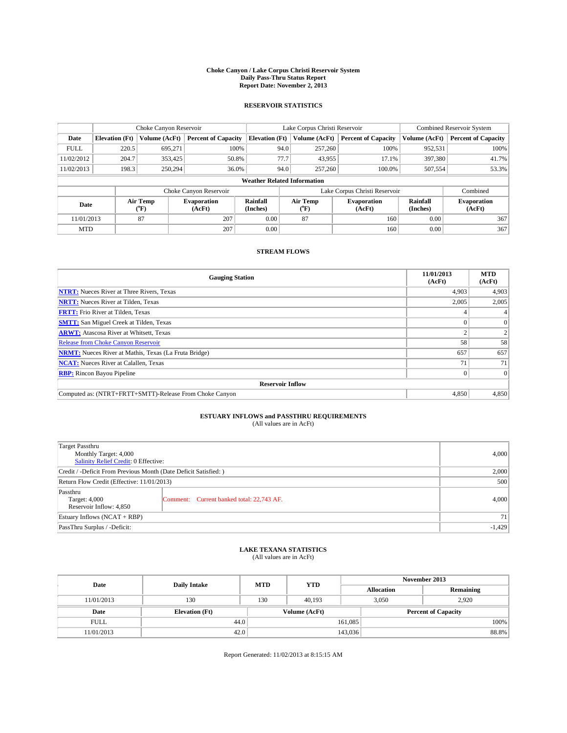# Choke Canyon / Lake Corpus Christi Reservoir System
## Daily Pass-Thru Status Report
## Report Date: November 2, 2013

## RESERVOIR STATISTICS

| | Choke Canyon Reservoir | | | Lake Corpus Christi Reservoir | | | Combined Reservoir System | |
|---|---|---|---|---|---|---|---|---|
| Date | Elevation (Ft) | Volume (AcFt) | Percent of Capacity | Elevation (Ft) | Volume (AcFt) | Percent of Capacity | Volume (AcFt) | Percent of Capacity |
| FULL | 220.5 | 695,271 | 100% | 94.0 | 257,260 | 100% | 952,531 | 100% |
| 11/02/2012 | 204.7 | 353,425 | 50.8% | 77.7 | 43,955 | 17.1% | 397,380 | 41.7% |
| 11/02/2013 | 198.3 | 250,294 | 36.0% | 94.0 | 257,260 | 100.0% | 507,554 | 53.3% |

### Weather Related Information

| | Choke Canyon Reservoir | | | Lake Corpus Christi Reservoir | | | Combined |
|---|---|---|---|---|---|---|---|
| Date | Air Temp (°F) | Evaporation (AcFt) | Rainfall (Inches) | Air Temp (°F) | Evaporation (AcFt) | Rainfall (Inches) | Evaporation (AcFt) |
| 11/01/2013 | 87 | 207 | 0.00 | 87 | 160 | 0.00 | 367 |
| MTD | | 207 | 0.00 | | 160 | 0.00 | 367 |

## STREAM FLOWS

| Gauging Station | 11/01/2013 (AcFt) | MTD (AcFt) |
|---|---|---|
| **NTRT:** Nueces River at Three Rivers, Texas | 4,903 | 4,903 |
| **NRTT:** Nueces River at Tilden, Texas | 2,005 | 2,005 |
| **FRTT:** Frio River at Tilden, Texas | 4 | 4 |
| **SMTT:** San Miguel Creek at Tilden, Texas | 0 | 0 |
| **ARWT:** Atascosa River at Whitsett, Texas | 2 | 2 |
| Release from Choke Canyon Reservoir | 58 | 58 |
| **NRMT:** Nueces River at Mathis, Texas (La Fruta Bridge) | 657 | 657 |
| **NCAT:** Nueces River at Calallen, Texas | 71 | 71 |
| **RBP:** Rincon Bayou Pipeline | 0 | 0 |
| **Reservoir Inflow** | | |
| Computed as: (NTRT+FRTT+SMTT)-Release From Choke Canyon | 4,850 | 4,850 |

## ESTUARY INFLOWS and PASSTHRU REQUIREMENTS
(All values are in AcFt)

| | |
|---|---|
| Target Passthru<br>Monthly Target: 4,000<br>Salinity Relief Credit: 0 Effective: | 4,000 |
| Credit / -Deficit From Previous Month (Date Deficit Satisfied: ) | 2,000 |
| Return Flow Credit (Effective: 11/01/2013) | 500 |
| Passthru<br>Target: 4,000<br>Reservoir Inflow: 4,850 — Comment: Current banked total: 22,743 AF. | 4,000 |
| Estuary Inflows (NCAT + RBP) | 71 |
| PassThru Surplus / -Deficit: | -1,429 |

## LAKE TEXANA STATISTICS
(All values are in AcFt)

| Date | Daily Intake | MTD | YTD | November 2013 Allocation | November 2013 Remaining |
|---|---|---|---|---|---|
| 11/01/2013 | 130 | 130 | 40,193 | 3,050 | 2,920 |

| Date | Elevation (Ft) | Volume (AcFt) | Percent of Capacity |
|---|---|---|---|
| FULL | 44.0 | 161,085 | 100% |
| 11/01/2013 | 42.0 | 143,036 | 88.8% |

Report Generated: 11/02/2013 at 8:15:15 AM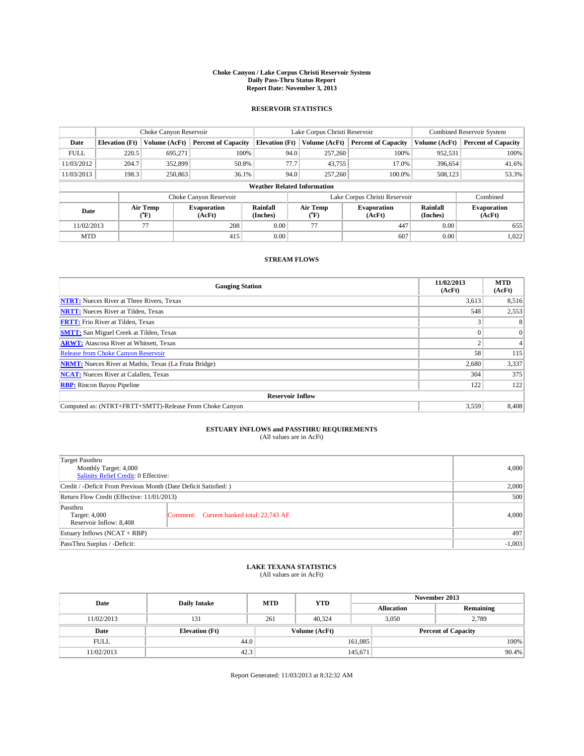**Choke Canyon / Lake Corpus Christi Reservoir System**
**Daily Pass-Thru Status Report**
**Report Date: November 3, 2013**

### RESERVOIR STATISTICS

| | Choke Canyon Reservoir | | | Lake Corpus Christi Reservoir | | | Combined Reservoir System | |
|---|---|---|---|---|---|---|---|---|
| **Date** | **Elevation (Ft)** | **Volume (AcFt)** | **Percent of Capacity** | **Elevation (Ft)** | **Volume (AcFt)** | **Percent of Capacity** | **Volume (AcFt)** | **Percent of Capacity** |
| FULL | 220.5 | 695,271 | 100% | 94.0 | 257,260 | 100% | 952,531 | 100% |
| 11/03/2012 | 204.7 | 352,899 | 50.8% | 77.7 | 43,755 | 17.0% | 396,654 | 41.6% |
| 11/03/2013 | 198.3 | 250,863 | 36.1% | 94.0 | 257,260 | 100.0% | 508,123 | 53.3% |

**Weather Related Information**

| | Choke Canyon Reservoir | | | Lake Corpus Christi Reservoir | | | Combined |
|---|---|---|---|---|---|---|---|
| **Date** | **Air Temp (°F)** | **Evaporation (AcFt)** | **Rainfall (Inches)** | **Air Temp (°F)** | **Evaporation (AcFt)** | **Rainfall (Inches)** | **Evaporation (AcFt)** |
| 11/02/2013 | 77 | 208 | 0.00 | 77 | 447 | 0.00 | 655 |
| MTD | | 415 | 0.00 | | 607 | 0.00 | 1,022 |

### STREAM FLOWS

| Gauging Station | 11/02/2013 (AcFt) | MTD (AcFt) |
|---|---|---|
| **NTRT:** Nueces River at Three Rivers, Texas | 3,613 | 8,516 |
| **NRTT:** Nueces River at Tilden, Texas | 548 | 2,553 |
| **FRTT:** Frio River at Tilden, Texas | 3 | 8 |
| **SMTT:** San Miguel Creek at Tilden, Texas | 0 | 0 |
| **ARWT:** Atascosa River at Whitsett, Texas | 2 | 4 |
| Release from Choke Canyon Reservoir | 58 | 115 |
| **NRMT:** Nueces River at Mathis, Texas (La Fruta Bridge) | 2,680 | 3,337 |
| **NCAT:** Nueces River at Calallen, Texas | 304 | 375 |
| **RBP:** Rincon Bayou Pipeline | 122 | 122 |
| **Reservoir Inflow** | | |
| Computed as: (NTRT+FRTT+SMTT)-Release From Choke Canyon | 3,559 | 8,408 |

### ESTUARY INFLOWS and PASSTHRU REQUIREMENTS
(All values are in AcFt)

| | | |
|---|---|---|
| Target Passthru<br>Monthly Target: 4,000<br>Salinity Relief Credit: 0 Effective: | | 4,000 |
| Credit / -Deficit From Previous Month (Date Deficit Satisfied: ) | | 2,000 |
| Return Flow Credit (Effective: 11/01/2013) | | 500 |
| Passthru<br>Target: 4,000<br>Reservoir Inflow: 8,408 | Comment: Current banked total: 22,743 AF. | 4,000 |
| Estuary Inflows (NCAT + RBP) | | 497 |
| PassThru Surplus / -Deficit: | | -1,003 |

### LAKE TEXANA STATISTICS
(All values are in AcFt)

| Date | Daily Intake | MTD | YTD | November 2013 Allocation | November 2013 Remaining |
|---|---|---|---|---|---|
| 11/02/2013 | 131 | 261 | 40,324 | 3,050 | 2,789 |

| Date | Elevation (Ft) | Volume (AcFt) | Percent of Capacity |
|---|---|---|---|
| FULL | 44.0 | 161,085 | 100% |
| 11/02/2013 | 42.3 | 145,671 | 90.4% |

Report Generated: 11/03/2013 at 8:32:32 AM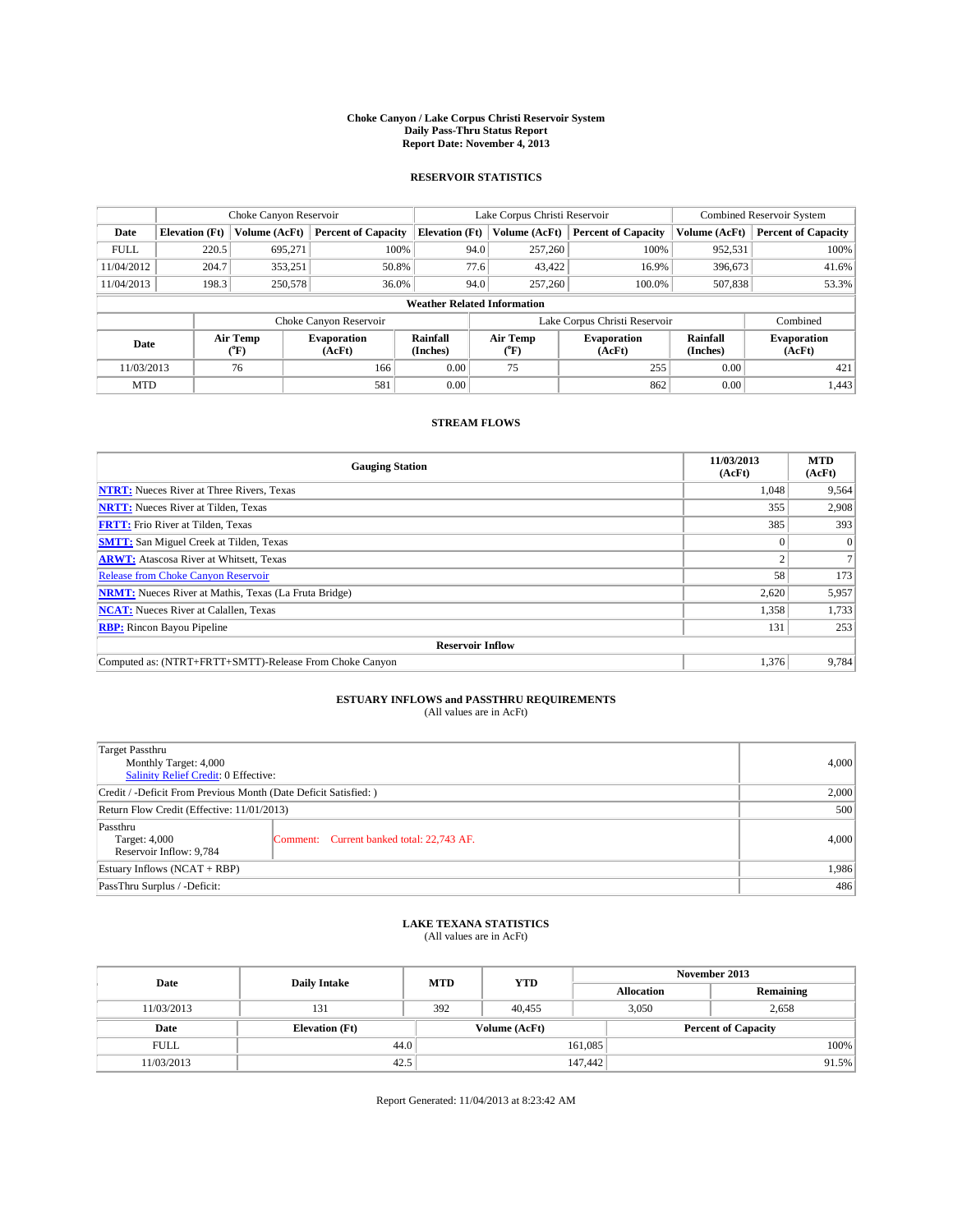# Choke Canyon / Lake Corpus Christi Reservoir System
## Daily Pass-Thru Status Report
## Report Date: November 4, 2013

### RESERVOIR STATISTICS

| | Choke Canyon Reservoir | | | Lake Corpus Christi Reservoir | | | Combined Reservoir System | |
|---|---|---|---|---|---|---|---|---|
| Date | Elevation (Ft) | Volume (AcFt) | Percent of Capacity | Elevation (Ft) | Volume (AcFt) | Percent of Capacity | Volume (AcFt) | Percent of Capacity |
| FULL | 220.5 | 695,271 | 100% | 94.0 | 257,260 | 100% | 952,531 | 100% |
| 11/04/2012 | 204.7 | 353,251 | 50.8% | 77.6 | 43,422 | 16.9% | 396,673 | 41.6% |
| 11/04/2013 | 198.3 | 250,578 | 36.0% | 94.0 | 257,260 | 100.0% | 507,838 | 53.3% |

**Weather Related Information**

| | Choke Canyon Reservoir | | | Lake Corpus Christi Reservoir | | | Combined |
|---|---|---|---|---|---|---|---|
| Date | Air Temp (°F) | Evaporation (AcFt) | Rainfall (Inches) | Air Temp (°F) | Evaporation (AcFt) | Rainfall (Inches) | Evaporation (AcFt) |
| 11/03/2013 | 76 | 166 | 0.00 | 75 | 255 | 0.00 | 421 |
| MTD | | 581 | 0.00 | | 862 | 0.00 | 1,443 |

### STREAM FLOWS

| Gauging Station | 11/03/2013 (AcFt) | MTD (AcFt) |
|---|---|---|
| NTRT: Nueces River at Three Rivers, Texas | 1,048 | 9,564 |
| NRTT: Nueces River at Tilden, Texas | 355 | 2,908 |
| FRTT: Frio River at Tilden, Texas | 385 | 393 |
| SMTT: San Miguel Creek at Tilden, Texas | 0 | 0 |
| ARWT: Atascosa River at Whitsett, Texas | 2 | 7 |
| Release from Choke Canyon Reservoir | 58 | 173 |
| NRMT: Nueces River at Mathis, Texas (La Fruta Bridge) | 2,620 | 5,957 |
| NCAT: Nueces River at Calallen, Texas | 1,358 | 1,733 |
| RBP: Rincon Bayou Pipeline | 131 | 253 |
| **Reservoir Inflow** | | |
| Computed as: (NTRT+FRTT+SMTT)-Release From Choke Canyon | 1,376 | 9,784 |

### ESTUARY INFLOWS and PASSTHRU REQUIREMENTS
(All values are in AcFt)

| | | |
|---|---|---|
| Target Passthru<br>Monthly Target: 4,000<br>Salinity Relief Credit: 0 Effective: | | 4,000 |
| Credit / -Deficit From Previous Month (Date Deficit Satisfied: ) | | 2,000 |
| Return Flow Credit (Effective: 11/01/2013) | | 500 |
| Passthru<br>Target: 4,000<br>Reservoir Inflow: 9,784 | Comment: Current banked total: 22,743 AF. | 4,000 |
| Estuary Inflows (NCAT + RBP) | | 1,986 |
| PassThru Surplus / -Deficit: | | 486 |

### LAKE TEXANA STATISTICS
(All values are in AcFt)

| Date | Daily Intake | MTD | YTD | November 2013 Allocation | November 2013 Remaining |
|---|---|---|---|---|---|
| 11/03/2013 | 131 | 392 | 40,455 | 3,050 | 2,658 |

| Date | Elevation (Ft) | Volume (AcFt) | Percent of Capacity |
|---|---|---|---|
| FULL | 44.0 | 161,085 | 100% |
| 11/03/2013 | 42.5 | 147,442 | 91.5% |

Report Generated: 11/04/2013 at 8:23:42 AM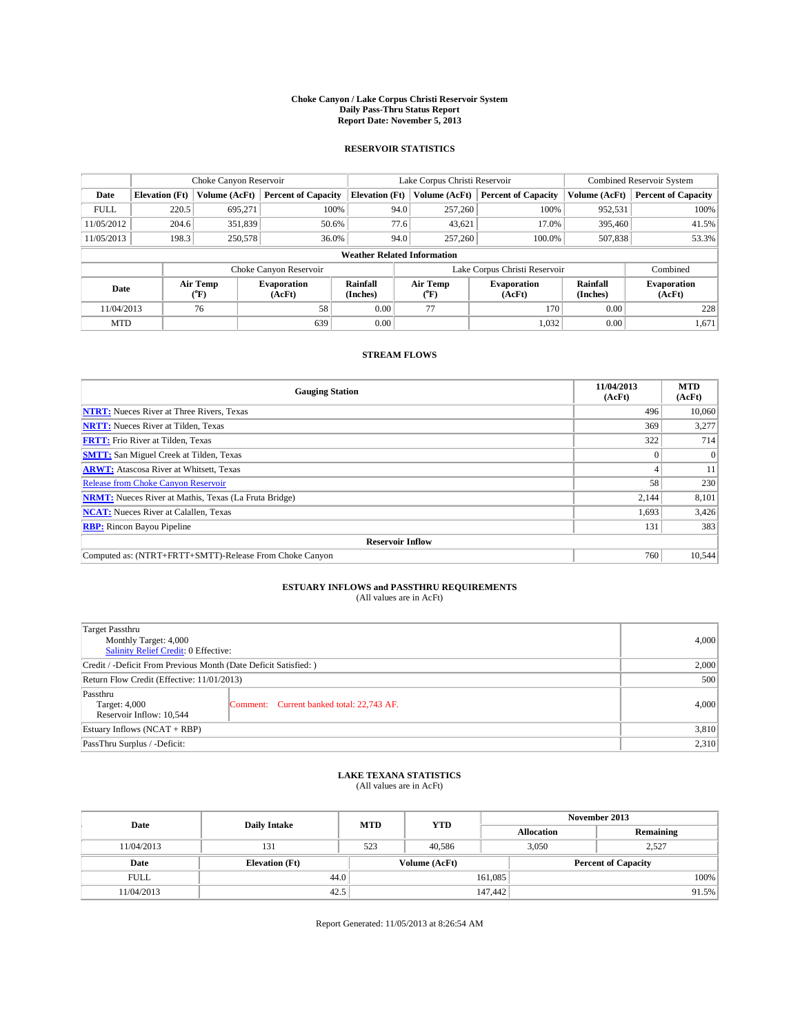# Choke Canyon / Lake Corpus Christi Reservoir System
## Daily Pass-Thru Status Report
## Report Date: November 5, 2013

### RESERVOIR STATISTICS

| | Choke Canyon Reservoir | | | Lake Corpus Christi Reservoir | | | Combined Reservoir System | |
|---|---|---|---|---|---|---|---|---|
| Date | Elevation (Ft) | Volume (AcFt) | Percent of Capacity | Elevation (Ft) | Volume (AcFt) | Percent of Capacity | Volume (AcFt) | Percent of Capacity |
| FULL | 220.5 | 695,271 | 100% | 94.0 | 257,260 | 100% | 952,531 | 100% |
| 11/05/2012 | 204.6 | 351,839 | 50.6% | 77.6 | 43,621 | 17.0% | 395,460 | 41.5% |
| 11/05/2013 | 198.3 | 250,578 | 36.0% | 94.0 | 257,260 | 100.0% | 507,838 | 53.3% |

**Weather Related Information**

| | Choke Canyon Reservoir | | | Lake Corpus Christi Reservoir | | | Combined |
|---|---|---|---|---|---|---|---|
| Date | Air Temp (°F) | Evaporation (AcFt) | Rainfall (Inches) | Air Temp (°F) | Evaporation (AcFt) | Rainfall (Inches) | Evaporation (AcFt) |
| 11/04/2013 | 76 | 58 | 0.00 | 77 | 170 | 0.00 | 228 |
| MTD | | 639 | 0.00 | | 1,032 | 0.00 | 1,671 |

### STREAM FLOWS

| Gauging Station | 11/04/2013 (AcFt) | MTD (AcFt) |
|---|---|---|
| **NTRT:** Nueces River at Three Rivers, Texas | 496 | 10,060 |
| **NRTT:** Nueces River at Tilden, Texas | 369 | 3,277 |
| **FRTT:** Frio River at Tilden, Texas | 322 | 714 |
| **SMTT:** San Miguel Creek at Tilden, Texas | 0 | 0 |
| **ARWT:** Atascosa River at Whitsett, Texas | 4 | 11 |
| Release from Choke Canyon Reservoir | 58 | 230 |
| **NRMT:** Nueces River at Mathis, Texas (La Fruta Bridge) | 2,144 | 8,101 |
| **NCAT:** Nueces River at Calallen, Texas | 1,693 | 3,426 |
| **RBP:** Rincon Bayou Pipeline | 131 | 383 |
| **Reservoir Inflow** | | |
| Computed as: (NTRT+FRTT+SMTT)-Release From Choke Canyon | 760 | 10,544 |

### ESTUARY INFLOWS and PASSTHRU REQUIREMENTS
(All values are in AcFt)

| | | |
|---|---|---|
| Target Passthru<br>Monthly Target: 4,000<br>Salinity Relief Credit: 0 Effective: | | 4,000 |
| Credit / -Deficit From Previous Month (Date Deficit Satisfied: ) | | 2,000 |
| Return Flow Credit (Effective: 11/01/2013) | | 500 |
| Passthru<br>Target: 4,000<br>Reservoir Inflow: 10,544 | Comment: Current banked total: 22,743 AF. | 4,000 |
| Estuary Inflows (NCAT + RBP) | | 3,810 |
| PassThru Surplus / -Deficit: | | 2,310 |

### LAKE TEXANA STATISTICS
(All values are in AcFt)

| Date | Daily Intake | MTD | YTD | November 2013 Allocation | November 2013 Remaining |
|---|---|---|---|---|---|
| 11/04/2013 | 131 | 523 | 40,586 | 3,050 | 2,527 |

| Date | Elevation (Ft) | Volume (AcFt) | Percent of Capacity |
|---|---|---|---|
| FULL | 44.0 | 161,085 | 100% |
| 11/04/2013 | 42.5 | 147,442 | 91.5% |

Report Generated: 11/05/2013 at 8:26:54 AM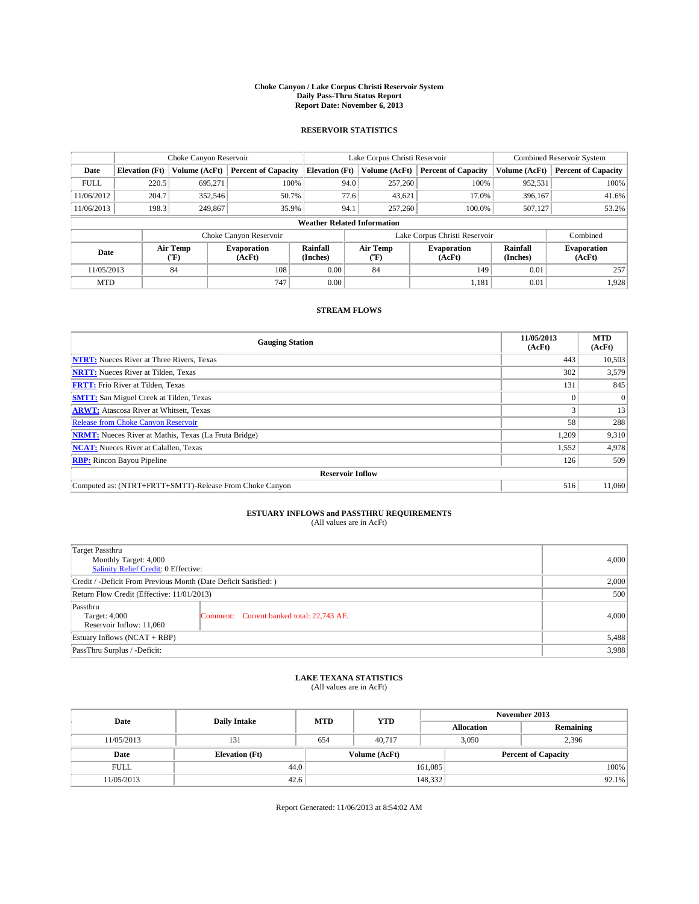# Choke Canyon / Lake Corpus Christi Reservoir System
## Daily Pass-Thru Status Report
### Report Date: November 6, 2013

## RESERVOIR STATISTICS

| | Choke Canyon Reservoir | | | Lake Corpus Christi Reservoir | | | Combined Reservoir System | |
|---|---|---|---|---|---|---|---|---|
| Date | Elevation (Ft) | Volume (AcFt) | Percent of Capacity | Elevation (Ft) | Volume (AcFt) | Percent of Capacity | Volume (AcFt) | Percent of Capacity |
| FULL | 220.5 | 695,271 | 100% | 94.0 | 257,260 | 100% | 952,531 | 100% |
| 11/06/2012 | 204.7 | 352,546 | 50.7% | 77.6 | 43,621 | 17.0% | 396,167 | 41.6% |
| 11/06/2013 | 198.3 | 249,867 | 35.9% | 94.1 | 257,260 | 100.0% | 507,127 | 53.2% |

**Weather Related Information**

| | Choke Canyon Reservoir | | | Lake Corpus Christi Reservoir | | | Combined |
|---|---|---|---|---|---|---|---|
| Date | Air Temp (°F) | Evaporation (AcFt) | Rainfall (Inches) | Air Temp (°F) | Evaporation (AcFt) | Rainfall (Inches) | Evaporation (AcFt) |
| 11/05/2013 | 84 | 108 | 0.00 | 84 | 149 | 0.01 | 257 |
| MTD | | 747 | 0.00 | | 1,181 | 0.01 | 1,928 |

## STREAM FLOWS

| Gauging Station | 11/05/2013 (AcFt) | MTD (AcFt) |
|---|---|---|
| NTRT: Nueces River at Three Rivers, Texas | 443 | 10,503 |
| NRTT: Nueces River at Tilden, Texas | 302 | 3,579 |
| FRTT: Frio River at Tilden, Texas | 131 | 845 |
| SMTT: San Miguel Creek at Tilden, Texas | 0 | 0 |
| ARWT: Atascosa River at Whitsett, Texas | 3 | 13 |
| Release from Choke Canyon Reservoir | 58 | 288 |
| NRMT: Nueces River at Mathis, Texas (La Fruta Bridge) | 1,209 | 9,310 |
| NCAT: Nueces River at Calallen, Texas | 1,552 | 4,978 |
| RBP: Rincon Bayou Pipeline | 126 | 509 |
| **Reservoir Inflow** | | |
| Computed as: (NTRT+FRTT+SMTT)-Release From Choke Canyon | 516 | 11,060 |

## ESTUARY INFLOWS and PASSTHRU REQUIREMENTS
(All values are in AcFt)

| | |
|---|---|
| Target Passthru<br>Monthly Target: 4,000<br>Salinity Relief Credit: 0 Effective: | 4,000 |
| Credit / -Deficit From Previous Month (Date Deficit Satisfied: ) | 2,000 |
| Return Flow Credit (Effective: 11/01/2013) | 500 |
| Passthru<br>Target: 4,000<br>Reservoir Inflow: 11,060 — Comment: Current banked total: 22,743 AF. | 4,000 |
| Estuary Inflows (NCAT + RBP) | 5,488 |
| PassThru Surplus / -Deficit: | 3,988 |

## LAKE TEXANA STATISTICS
(All values are in AcFt)

| Date | Daily Intake | MTD | YTD | November 2013 Allocation | November 2013 Remaining |
|---|---|---|---|---|---|
| 11/05/2013 | 131 | 654 | 40,717 | 3,050 | 2,396 |

| Date | Elevation (Ft) | Volume (AcFt) | Percent of Capacity |
|---|---|---|---|
| FULL | 44.0 | 161,085 | 100% |
| 11/05/2013 | 42.6 | 148,332 | 92.1% |

Report Generated: 11/06/2013 at 8:54:02 AM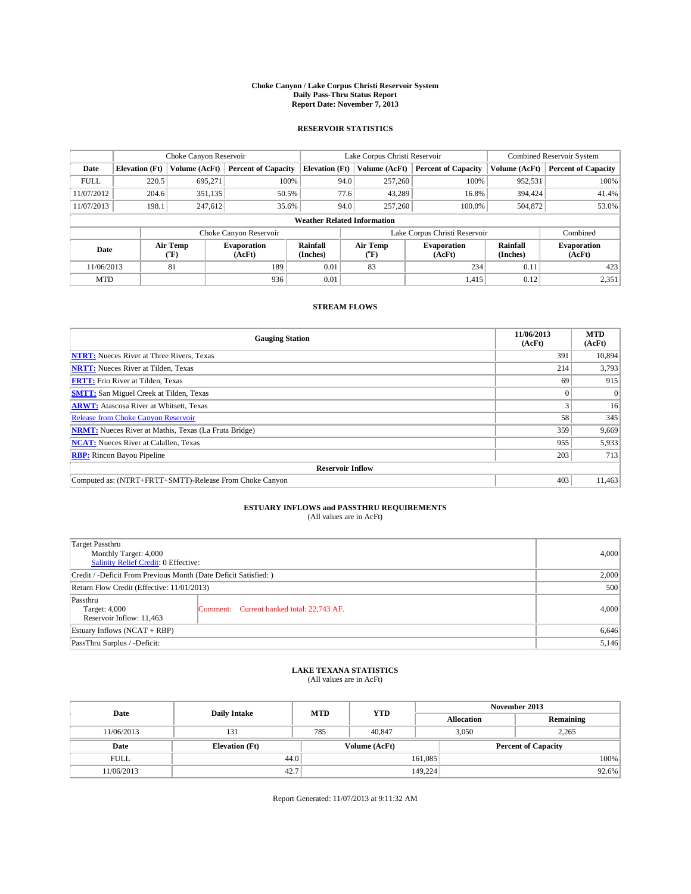# Choke Canyon / Lake Corpus Christi Reservoir System
## Daily Pass-Thru Status Report
### Report Date: November 7, 2013

## RESERVOIR STATISTICS

| | Choke Canyon Reservoir | | | Lake Corpus Christi Reservoir | | | Combined Reservoir System | |
|---|---|---|---|---|---|---|---|---|
| Date | Elevation (Ft) | Volume (AcFt) | Percent of Capacity | Elevation (Ft) | Volume (AcFt) | Percent of Capacity | Volume (AcFt) | Percent of Capacity |
| FULL | 220.5 | 695,271 | 100% | 94.0 | 257,260 | 100% | 952,531 | 100% |
| 11/07/2012 | 204.6 | 351,135 | 50.5% | 77.6 | 43,289 | 16.8% | 394,424 | 41.4% |
| 11/07/2013 | 198.1 | 247,612 | 35.6% | 94.0 | 257,260 | 100.0% | 504,872 | 53.0% |

### Weather Related Information

| | Choke Canyon Reservoir | | | Lake Corpus Christi Reservoir | | | Combined |
|---|---|---|---|---|---|---|---|
| Date | Air Temp (°F) | Evaporation (AcFt) | Rainfall (Inches) | Air Temp (°F) | Evaporation (AcFt) | Rainfall (Inches) | Evaporation (AcFt) |
| 11/06/2013 | 81 | 189 | 0.01 | 83 | 234 | 0.11 | 423 |
| MTD | | 936 | 0.01 | | 1,415 | 0.12 | 2,351 |

## STREAM FLOWS

| Gauging Station | 11/06/2013 (AcFt) | MTD (AcFt) |
|---|---|---|
| NTRT: Nueces River at Three Rivers, Texas | 391 | 10,894 |
| NRTT: Nueces River at Tilden, Texas | 214 | 3,793 |
| FRTT: Frio River at Tilden, Texas | 69 | 915 |
| SMTT: San Miguel Creek at Tilden, Texas | 0 | 0 |
| ARWT: Atascosa River at Whitsett, Texas | 3 | 16 |
| Release from Choke Canyon Reservoir | 58 | 345 |
| NRMT: Nueces River at Mathis, Texas (La Fruta Bridge) | 359 | 9,669 |
| NCAT: Nueces River at Calallen, Texas | 955 | 5,933 |
| RBP: Rincon Bayou Pipeline | 203 | 713 |
| **Reservoir Inflow** | | |
| Computed as: (NTRT+FRTT+SMTT)-Release From Choke Canyon | 403 | 11,463 |

## ESTUARY INFLOWS and PASSTHRU REQUIREMENTS
(All values are in AcFt)

| | |
|---|---|
| Target Passthru<br>Monthly Target: 4,000<br>Salinity Relief Credit: 0 Effective: | 4,000 |
| Credit / -Deficit From Previous Month (Date Deficit Satisfied: ) | 2,000 |
| Return Flow Credit (Effective: 11/01/2013) | 500 |
| Passthru<br>Target: 4,000<br>Reservoir Inflow: 11,463<br>Comment: Current banked total: 22,743 AF. | 4,000 |
| Estuary Inflows (NCAT + RBP) | 6,646 |
| PassThru Surplus / -Deficit: | 5,146 |

## LAKE TEXANA STATISTICS
(All values are in AcFt)

| Date | Daily Intake | MTD | YTD | November 2013 Allocation | November 2013 Remaining |
|---|---|---|---|---|---|
| 11/06/2013 | 131 | 785 | 40,847 | 3,050 | 2,265 |

| Date | Elevation (Ft) | Volume (AcFt) | Percent of Capacity |
|---|---|---|---|
| FULL | 44.0 | 161,085 | 100% |
| 11/06/2013 | 42.7 | 149,224 | 92.6% |

Report Generated: 11/07/2013 at 9:11:32 AM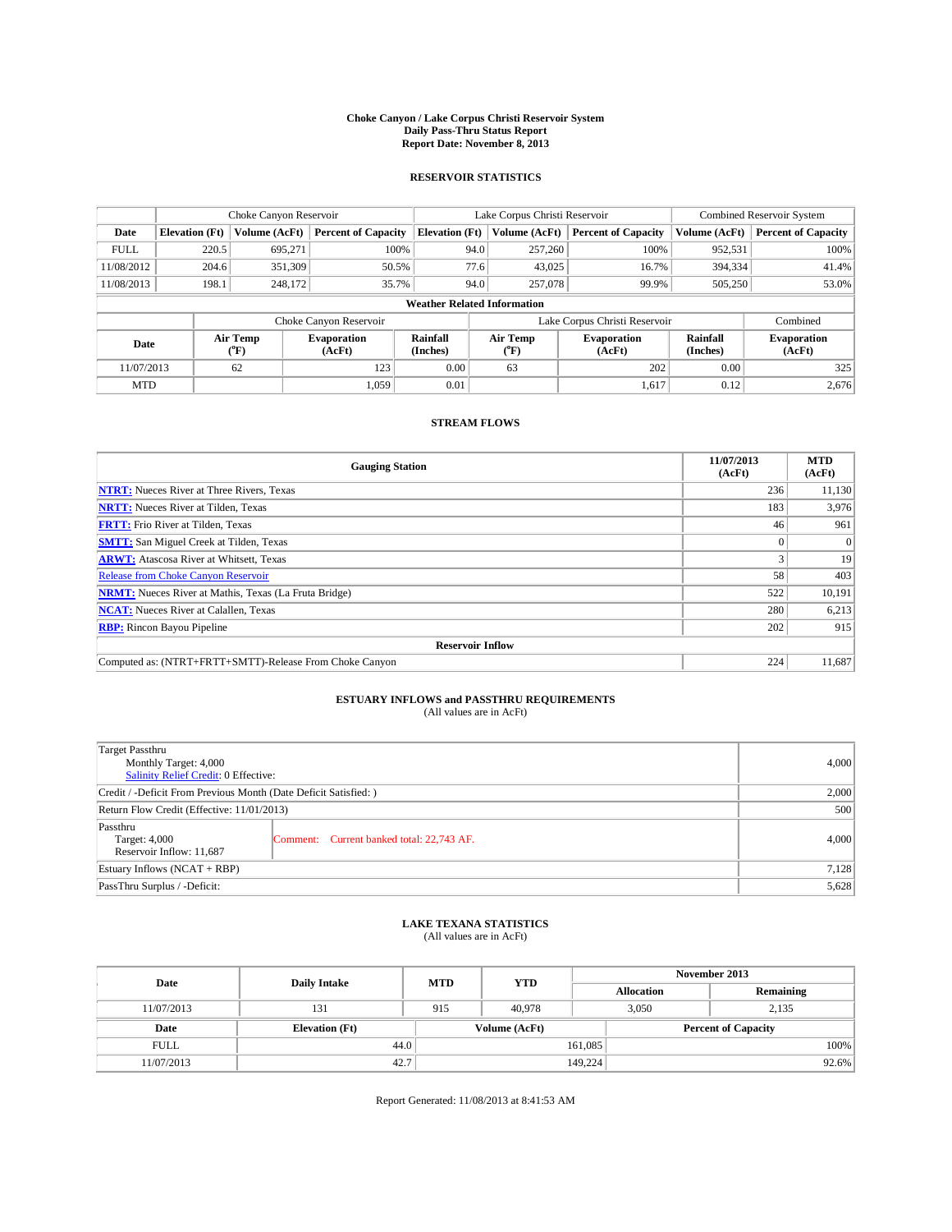**Choke Canyon / Lake Corpus Christi Reservoir System**
**Daily Pass-Thru Status Report**
**Report Date: November 8, 2013**

## RESERVOIR STATISTICS

| | Choke Canyon Reservoir | | | Lake Corpus Christi Reservoir | | | Combined Reservoir System | |
|---|---|---|---|---|---|---|---|---|
| **Date** | **Elevation (Ft)** | **Volume (AcFt)** | **Percent of Capacity** | **Elevation (Ft)** | **Volume (AcFt)** | **Percent of Capacity** | **Volume (AcFt)** | **Percent of Capacity** |
| FULL | 220.5 | 695,271 | 100% | 94.0 | 257,260 | 100% | 952,531 | 100% |
| 11/08/2012 | 204.6 | 351,309 | 50.5% | 77.6 | 43,025 | 16.7% | 394,334 | 41.4% |
| 11/08/2013 | 198.1 | 248,172 | 35.7% | 94.0 | 257,078 | 99.9% | 505,250 | 53.0% |

**Weather Related Information**

| | Choke Canyon Reservoir | | | Lake Corpus Christi Reservoir | | | Combined |
|---|---|---|---|---|---|---|---|
| **Date** | **Air Temp (°F)** | **Evaporation (AcFt)** | **Rainfall (Inches)** | **Air Temp (°F)** | **Evaporation (AcFt)** | **Rainfall (Inches)** | **Evaporation (AcFt)** |
| 11/07/2013 | 62 | 123 | 0.00 | 63 | 202 | 0.00 | 325 |
| MTD | | 1,059 | 0.01 | | 1,617 | 0.12 | 2,676 |

## STREAM FLOWS

| Gauging Station | 11/07/2013 (AcFt) | MTD (AcFt) |
|---|---|---|
| **NTRT:** Nueces River at Three Rivers, Texas | 236 | 11,130 |
| **NRTT:** Nueces River at Tilden, Texas | 183 | 3,976 |
| **FRTT:** Frio River at Tilden, Texas | 46 | 961 |
| **SMTT:** San Miguel Creek at Tilden, Texas | 0 | 0 |
| **ARWT:** Atascosa River at Whitsett, Texas | 3 | 19 |
| Release from Choke Canyon Reservoir | 58 | 403 |
| **NRMT:** Nueces River at Mathis, Texas (La Fruta Bridge) | 522 | 10,191 |
| **NCAT:** Nueces River at Calallen, Texas | 280 | 6,213 |
| **RBP:** Rincon Bayou Pipeline | 202 | 915 |
| **Reservoir Inflow** | | |
| Computed as: (NTRT+FRTT+SMTT)-Release From Choke Canyon | 224 | 11,687 |

## ESTUARY INFLOWS and PASSTHRU REQUIREMENTS
(All values are in AcFt)

| | | |
|---|---|---|
| Target Passthru<br>Monthly Target: 4,000<br>Salinity Relief Credit: 0 Effective: | | 4,000 |
| Credit / -Deficit From Previous Month (Date Deficit Satisfied: ) | | 2,000 |
| Return Flow Credit (Effective: 11/01/2013) | | 500 |
| Passthru<br>Target: 4,000<br>Reservoir Inflow: 11,687 | Comment: Current banked total: 22,743 AF. | 4,000 |
| Estuary Inflows (NCAT + RBP) | | 7,128 |
| PassThru Surplus / -Deficit: | | 5,628 |

## LAKE TEXANA STATISTICS
(All values are in AcFt)

| Date | Daily Intake | MTD | YTD | November 2013 Allocation | November 2013 Remaining |
|---|---|---|---|---|---|
| 11/07/2013 | 131 | 915 | 40,978 | 3,050 | 2,135 |

| Date | Elevation (Ft) | Volume (AcFt) | Percent of Capacity |
|---|---|---|---|
| FULL | 44.0 | 161,085 | 100% |
| 11/07/2013 | 42.7 | 149,224 | 92.6% |

Report Generated: 11/08/2013 at 8:41:53 AM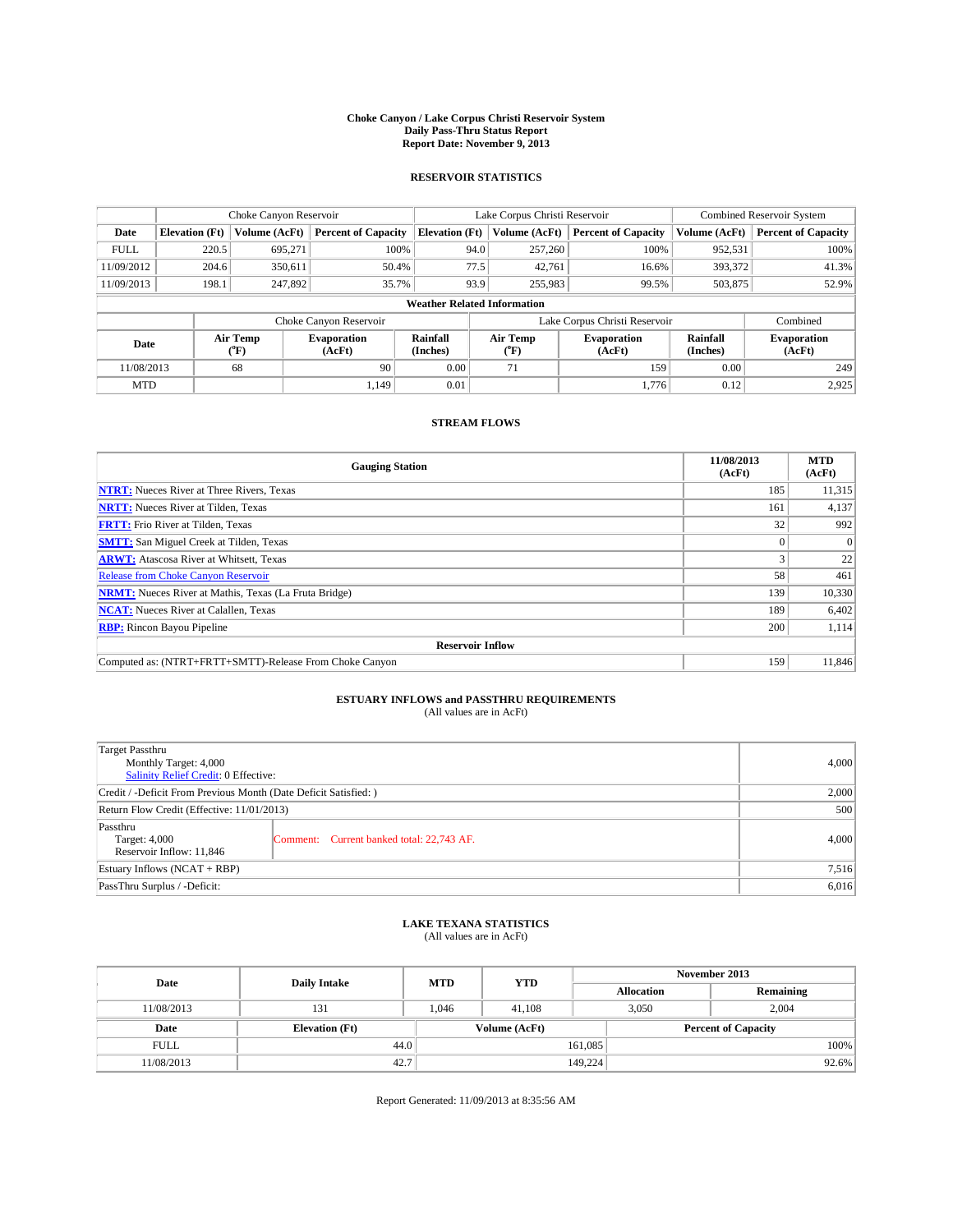# Choke Canyon / Lake Corpus Christi Reservoir System
## Daily Pass-Thru Status Report
## Report Date: November 9, 2013

### RESERVOIR STATISTICS

| | Choke Canyon Reservoir | | | Lake Corpus Christi Reservoir | | | Combined Reservoir System | |
|---|---|---|---|---|---|---|---|---|
| Date | Elevation (Ft) | Volume (AcFt) | Percent of Capacity | Elevation (Ft) | Volume (AcFt) | Percent of Capacity | Volume (AcFt) | Percent of Capacity |
| FULL | 220.5 | 695,271 | 100% | 94.0 | 257,260 | 100% | 952,531 | 100% |
| 11/09/2012 | 204.6 | 350,611 | 50.4% | 77.5 | 42,761 | 16.6% | 393,372 | 41.3% |
| 11/09/2013 | 198.1 | 247,892 | 35.7% | 93.9 | 255,983 | 99.5% | 503,875 | 52.9% |

**Weather Related Information**

| | Choke Canyon Reservoir | | | Lake Corpus Christi Reservoir | | | Combined |
|---|---|---|---|---|---|---|---|
| Date | Air Temp (°F) | Evaporation (AcFt) | Rainfall (Inches) | Air Temp (°F) | Evaporation (AcFt) | Rainfall (Inches) | Evaporation (AcFt) |
| 11/08/2013 | 68 | 90 | 0.00 | 71 | 159 | 0.00 | 249 |
| MTD | | 1,149 | 0.01 | | 1,776 | 0.12 | 2,925 |

### STREAM FLOWS

| Gauging Station | 11/08/2013 (AcFt) | MTD (AcFt) |
|---|---|---|
| NTRT: Nueces River at Three Rivers, Texas | 185 | 11,315 |
| NRTT: Nueces River at Tilden, Texas | 161 | 4,137 |
| FRTT: Frio River at Tilden, Texas | 32 | 992 |
| SMTT: San Miguel Creek at Tilden, Texas | 0 | 0 |
| ARWT: Atascosa River at Whitsett, Texas | 3 | 22 |
| Release from Choke Canyon Reservoir | 58 | 461 |
| NRMT: Nueces River at Mathis, Texas (La Fruta Bridge) | 139 | 10,330 |
| NCAT: Nueces River at Calallen, Texas | 189 | 6,402 |
| RBP: Rincon Bayou Pipeline | 200 | 1,114 |
| **Reservoir Inflow** | | |
| Computed as: (NTRT+FRTT+SMTT)-Release From Choke Canyon | 159 | 11,846 |

### ESTUARY INFLOWS and PASSTHRU REQUIREMENTS
(All values are in AcFt)

| | | |
|---|---|---|
| Target Passthru<br>Monthly Target: 4,000<br>Salinity Relief Credit: 0 Effective: | | 4,000 |
| Credit / -Deficit From Previous Month (Date Deficit Satisfied: ) | | 2,000 |
| Return Flow Credit (Effective: 11/01/2013) | | 500 |
| Passthru<br>Target: 4,000<br>Reservoir Inflow: 11,846 | Comment: Current banked total: 22,743 AF. | 4,000 |
| Estuary Inflows (NCAT + RBP) | | 7,516 |
| PassThru Surplus / -Deficit: | | 6,016 |

### LAKE TEXANA STATISTICS
(All values are in AcFt)

| Date | Daily Intake | MTD | YTD | November 2013 Allocation | November 2013 Remaining |
|---|---|---|---|---|---|
| 11/08/2013 | 131 | 1,046 | 41,108 | 3,050 | 2,004 |

| Date | Elevation (Ft) | Volume (AcFt) | Percent of Capacity |
|---|---|---|---|
| FULL | 44.0 | 161,085 | 100% |
| 11/08/2013 | 42.7 | 149,224 | 92.6% |

Report Generated: 11/09/2013 at 8:35:56 AM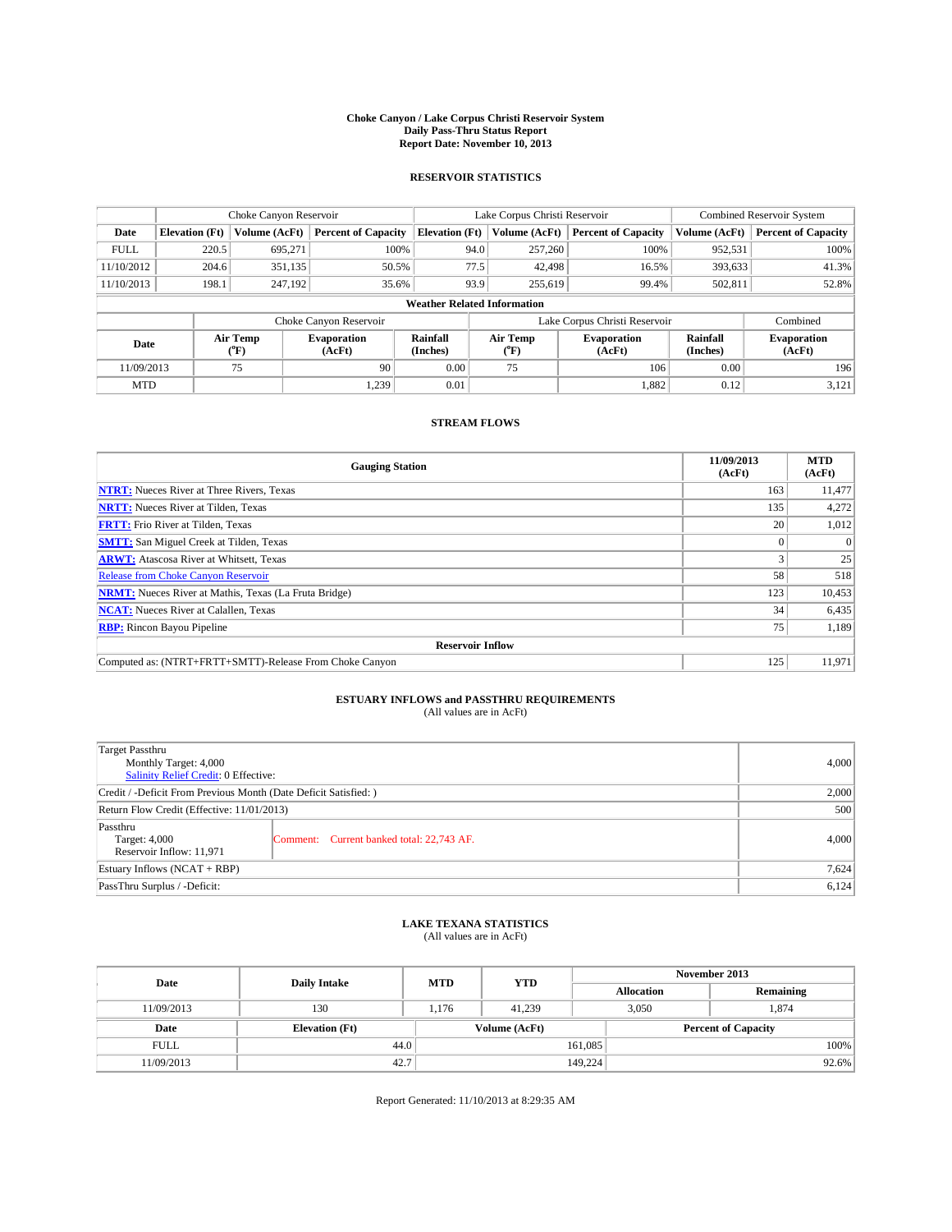**Choke Canyon / Lake Corpus Christi Reservoir System**
**Daily Pass-Thru Status Report**
**Report Date: November 10, 2013**

## RESERVOIR STATISTICS

| | Choke Canyon Reservoir | | | Lake Corpus Christi Reservoir | | | Combined Reservoir System | |
|---|---|---|---|---|---|---|---|---|
| Date | Elevation (Ft) | Volume (AcFt) | Percent of Capacity | Elevation (Ft) | Volume (AcFt) | Percent of Capacity | Volume (AcFt) | Percent of Capacity |
| FULL | 220.5 | 695,271 | 100% | 94.0 | 257,260 | 100% | 952,531 | 100% |
| 11/10/2012 | 204.6 | 351,135 | 50.5% | 77.5 | 42,498 | 16.5% | 393,633 | 41.3% |
| 11/10/2013 | 198.1 | 247,192 | 35.6% | 93.9 | 255,619 | 99.4% | 502,811 | 52.8% |

**Weather Related Information**

| | Choke Canyon Reservoir | | | Lake Corpus Christi Reservoir | | | Combined |
|---|---|---|---|---|---|---|---|
| Date | Air Temp (°F) | Evaporation (AcFt) | Rainfall (Inches) | Air Temp (°F) | Evaporation (AcFt) | Rainfall (Inches) | Evaporation (AcFt) |
| 11/09/2013 | 75 | 90 | 0.00 | 75 | 106 | 0.00 | 196 |
| MTD | | 1,239 | 0.01 | | 1,882 | 0.12 | 3,121 |

## STREAM FLOWS

| Gauging Station | 11/09/2013 (AcFt) | MTD (AcFt) |
|---|---|---|
| NTRT: Nueces River at Three Rivers, Texas | 163 | 11,477 |
| NRTT: Nueces River at Tilden, Texas | 135 | 4,272 |
| FRTT: Frio River at Tilden, Texas | 20 | 1,012 |
| SMTT: San Miguel Creek at Tilden, Texas | 0 | 0 |
| ARWT: Atascosa River at Whitsett, Texas | 3 | 25 |
| Release from Choke Canyon Reservoir | 58 | 518 |
| NRMT: Nueces River at Mathis, Texas (La Fruta Bridge) | 123 | 10,453 |
| NCAT: Nueces River at Calallen, Texas | 34 | 6,435 |
| RBP: Rincon Bayou Pipeline | 75 | 1,189 |
| **Reservoir Inflow** | | |
| Computed as: (NTRT+FRTT+SMTT)-Release From Choke Canyon | 125 | 11,971 |

## ESTUARY INFLOWS and PASSTHRU REQUIREMENTS

(All values are in AcFt)

| | | |
|---|---|---|
| Target Passthru<br>Monthly Target: 4,000<br>Salinity Relief Credit: 0 Effective: | | 4,000 |
| Credit / -Deficit From Previous Month (Date Deficit Satisfied: ) | | 2,000 |
| Return Flow Credit (Effective: 11/01/2013) | | 500 |
| Passthru<br>Target: 4,000<br>Reservoir Inflow: 11,971 | Comment: Current banked total: 22,743 AF. | 4,000 |
| Estuary Inflows (NCAT + RBP) | | 7,624 |
| PassThru Surplus / -Deficit: | | 6,124 |

## LAKE TEXANA STATISTICS

(All values are in AcFt)

| Date | Daily Intake | MTD | YTD | November 2013 Allocation | November 2013 Remaining |
|---|---|---|---|---|---|
| 11/09/2013 | 130 | 1,176 | 41,239 | 3,050 | 1,874 |

| Date | Elevation (Ft) | Volume (AcFt) | Percent of Capacity |
|---|---|---|---|
| FULL | 44.0 | 161,085 | 100% |
| 11/09/2013 | 42.7 | 149,224 | 92.6% |

Report Generated: 11/10/2013 at 8:29:35 AM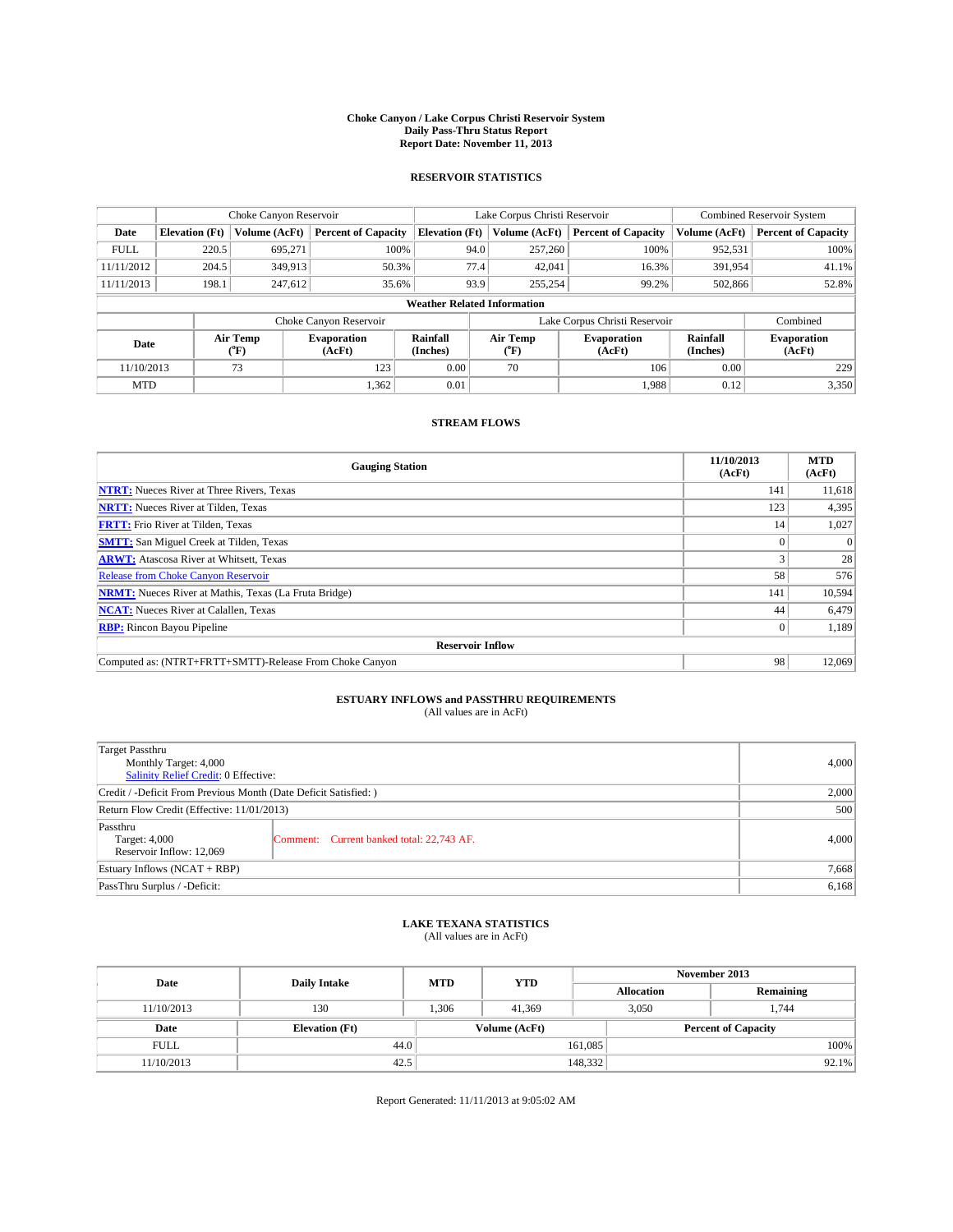**Choke Canyon / Lake Corpus Christi Reservoir System**
**Daily Pass-Thru Status Report**
**Report Date: November 11, 2013**

## RESERVOIR STATISTICS

| | Choke Canyon Reservoir | | | Lake Corpus Christi Reservoir | | | Combined Reservoir System | |
|---|---|---|---|---|---|---|---|---|
| Date | Elevation (Ft) | Volume (AcFt) | Percent of Capacity | Elevation (Ft) | Volume (AcFt) | Percent of Capacity | Volume (AcFt) | Percent of Capacity |
| FULL | 220.5 | 695,271 | 100% | 94.0 | 257,260 | 100% | 952,531 | 100% |
| 11/11/2012 | 204.5 | 349,913 | 50.3% | 77.4 | 42,041 | 16.3% | 391,954 | 41.1% |
| 11/11/2013 | 198.1 | 247,612 | 35.6% | 93.9 | 255,254 | 99.2% | 502,866 | 52.8% |

**Weather Related Information**

| | Choke Canyon Reservoir | | | Lake Corpus Christi Reservoir | | | Combined |
|---|---|---|---|---|---|---|---|
| Date | Air Temp (°F) | Evaporation (AcFt) | Rainfall (Inches) | Air Temp (°F) | Evaporation (AcFt) | Rainfall (Inches) | Evaporation (AcFt) |
| 11/10/2013 | 73 | 123 | 0.00 | 70 | 106 | 0.00 | 229 |
| MTD | | 1,362 | 0.01 | | 1,988 | 0.12 | 3,350 |

## STREAM FLOWS

| Gauging Station | 11/10/2013 (AcFt) | MTD (AcFt) |
|---|---|---|
| NTRT: Nueces River at Three Rivers, Texas | 141 | 11,618 |
| NRTT: Nueces River at Tilden, Texas | 123 | 4,395 |
| FRTT: Frio River at Tilden, Texas | 14 | 1,027 |
| SMTT: San Miguel Creek at Tilden, Texas | 0 | 0 |
| ARWT: Atascosa River at Whitsett, Texas | 3 | 28 |
| Release from Choke Canyon Reservoir | 58 | 576 |
| NRMT: Nueces River at Mathis, Texas (La Fruta Bridge) | 141 | 10,594 |
| NCAT: Nueces River at Calallen, Texas | 44 | 6,479 |
| RBP: Rincon Bayou Pipeline | 0 | 1,189 |
| **Reservoir Inflow** | | |
| Computed as: (NTRT+FRTT+SMTT)-Release From Choke Canyon | 98 | 12,069 |

## ESTUARY INFLOWS and PASSTHRU REQUIREMENTS
(All values are in AcFt)

| | | |
|---|---|---|
| Target Passthru<br>Monthly Target: 4,000<br>Salinity Relief Credit: 0 Effective: | | 4,000 |
| Credit / -Deficit From Previous Month (Date Deficit Satisfied: ) | | 2,000 |
| Return Flow Credit (Effective: 11/01/2013) | | 500 |
| Passthru<br>Target: 4,000<br>Reservoir Inflow: 12,069 | Comment: Current banked total: 22,743 AF. | 4,000 |
| Estuary Inflows (NCAT + RBP) | | 7,668 |
| PassThru Surplus / -Deficit: | | 6,168 |

## LAKE TEXANA STATISTICS
(All values are in AcFt)

| Date | Daily Intake | MTD | YTD | November 2013 Allocation | November 2013 Remaining |
|---|---|---|---|---|---|
| 11/10/2013 | 130 | 1,306 | 41,369 | 3,050 | 1,744 |

| Date | Elevation (Ft) | Volume (AcFt) | Percent of Capacity |
|---|---|---|---|
| FULL | 44.0 | 161,085 | 100% |
| 11/10/2013 | 42.5 | 148,332 | 92.1% |

Report Generated: 11/11/2013 at 9:05:02 AM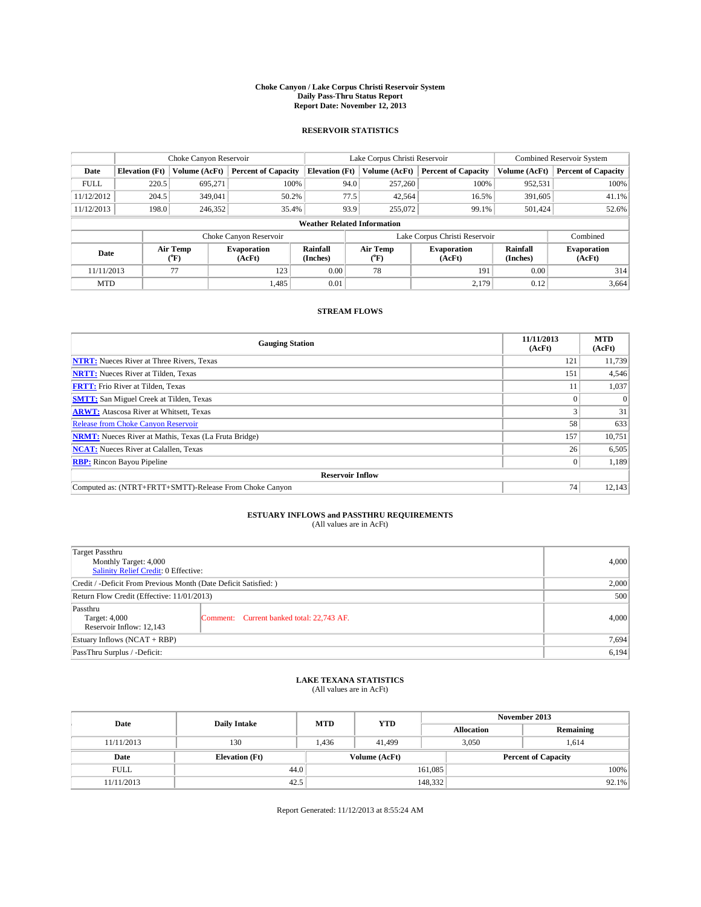**Choke Canyon / Lake Corpus Christi Reservoir System**
**Daily Pass-Thru Status Report**
**Report Date: November 12, 2013**

## RESERVOIR STATISTICS

| | Choke Canyon Reservoir | | | Lake Corpus Christi Reservoir | | | Combined Reservoir System | |
|---|---|---|---|---|---|---|---|---|
| **Date** | **Elevation (Ft)** | **Volume (AcFt)** | **Percent of Capacity** | **Elevation (Ft)** | **Volume (AcFt)** | **Percent of Capacity** | **Volume (AcFt)** | **Percent of Capacity** |
| FULL | 220.5 | 695,271 | 100% | 94.0 | 257,260 | 100% | 952,531 | 100% |
| 11/12/2012 | 204.5 | 349,041 | 50.2% | 77.5 | 42,564 | 16.5% | 391,605 | 41.1% |
| 11/12/2013 | 198.0 | 246,352 | 35.4% | 93.9 | 255,072 | 99.1% | 501,424 | 52.6% |

**Weather Related Information**

| | Choke Canyon Reservoir | | | Lake Corpus Christi Reservoir | | | Combined |
|---|---|---|---|---|---|---|---|
| **Date** | **Air Temp (°F)** | **Evaporation (AcFt)** | **Rainfall (Inches)** | **Air Temp (°F)** | **Evaporation (AcFt)** | **Rainfall (Inches)** | **Evaporation (AcFt)** |
| 11/11/2013 | 77 | 123 | 0.00 | 78 | 191 | 0.00 | 314 |
| MTD | | 1,485 | 0.01 | | 2,179 | 0.12 | 3,664 |

## STREAM FLOWS

| Gauging Station | 11/11/2013 (AcFt) | MTD (AcFt) |
|---|---|---|
| **NTRT:** Nueces River at Three Rivers, Texas | 121 | 11,739 |
| **NRTT:** Nueces River at Tilden, Texas | 151 | 4,546 |
| **FRTT:** Frio River at Tilden, Texas | 11 | 1,037 |
| **SMTT:** San Miguel Creek at Tilden, Texas | 0 | 0 |
| **ARWT:** Atascosa River at Whitsett, Texas | 3 | 31 |
| Release from Choke Canyon Reservoir | 58 | 633 |
| **NRMT:** Nueces River at Mathis, Texas (La Fruta Bridge) | 157 | 10,751 |
| **NCAT:** Nueces River at Calallen, Texas | 26 | 6,505 |
| **RBP:** Rincon Bayou Pipeline | 0 | 1,189 |
| **Reservoir Inflow** | | |
| Computed as: (NTRT+FRTT+SMTT)-Release From Choke Canyon | 74 | 12,143 |

## ESTUARY INFLOWS and PASSTHRU REQUIREMENTS
(All values are in AcFt)

| | | |
|---|---|---|
| Target Passthru<br>Monthly Target: 4,000<br>Salinity Relief Credit: 0 Effective: | | 4,000 |
| Credit / -Deficit From Previous Month (Date Deficit Satisfied: ) | | 2,000 |
| Return Flow Credit (Effective: 11/01/2013) | | 500 |
| Passthru<br>Target: 4,000<br>Reservoir Inflow: 12,143 | Comment: Current banked total: 22,743 AF. | 4,000 |
| Estuary Inflows (NCAT + RBP) | | 7,694 |
| PassThru Surplus / -Deficit: | | 6,194 |

## LAKE TEXANA STATISTICS
(All values are in AcFt)

| Date | Daily Intake | MTD | YTD | November 2013 Allocation | November 2013 Remaining |
|---|---|---|---|---|---|
| 11/11/2013 | 130 | 1,436 | 41,499 | 3,050 | 1,614 |

| Date | Elevation (Ft) | Volume (AcFt) | Percent of Capacity |
|---|---|---|---|
| FULL | 44.0 | 161,085 | 100% |
| 11/11/2013 | 42.5 | 148,332 | 92.1% |

Report Generated: 11/12/2013 at 8:55:24 AM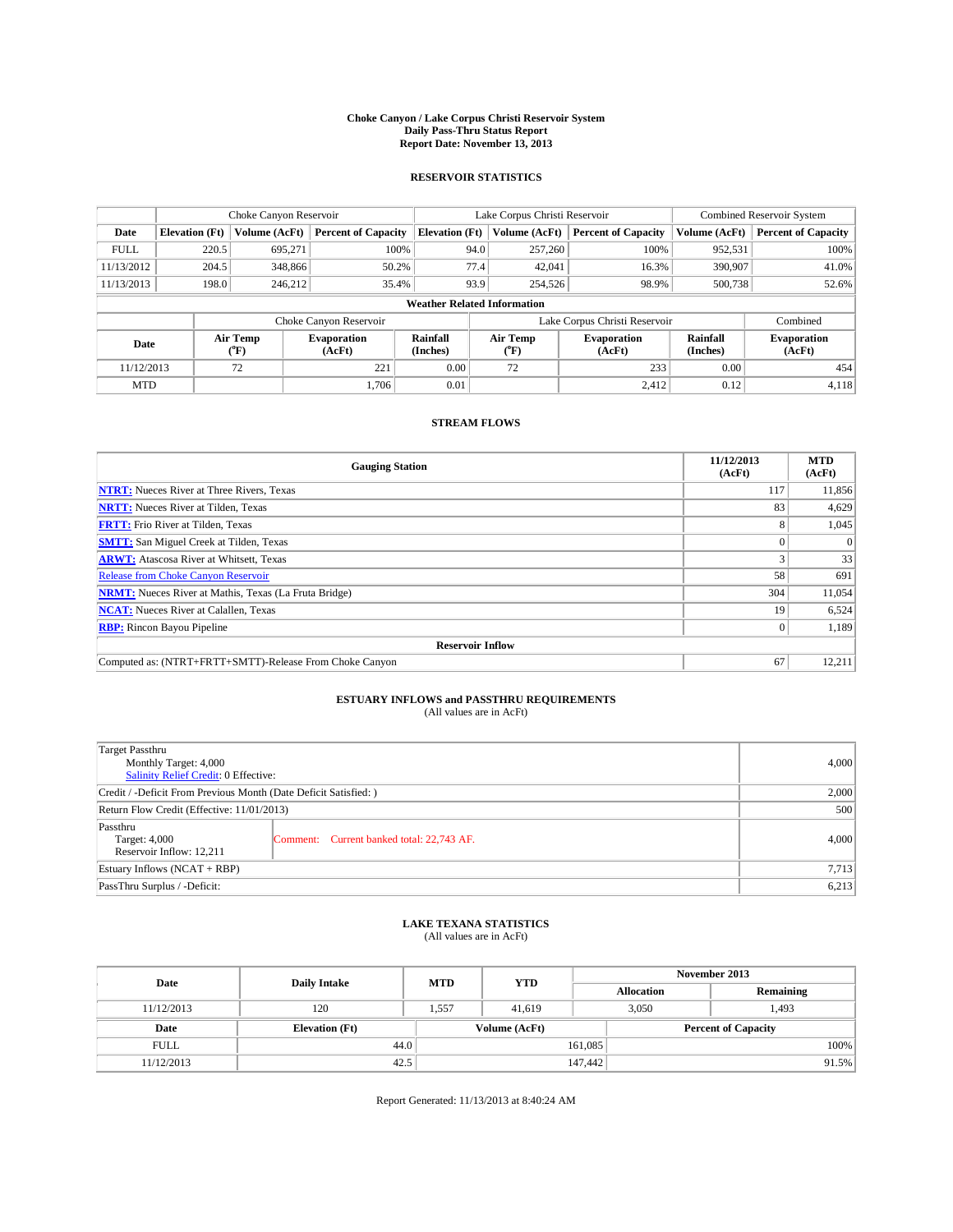# Choke Canyon / Lake Corpus Christi Reservoir System
## Daily Pass-Thru Status Report
### Report Date: November 13, 2013

## RESERVOIR STATISTICS

| | Choke Canyon Reservoir | | | Lake Corpus Christi Reservoir | | | Combined Reservoir System | |
|---|---|---|---|---|---|---|---|---|
| Date | Elevation (Ft) | Volume (AcFt) | Percent of Capacity | Elevation (Ft) | Volume (AcFt) | Percent of Capacity | Volume (AcFt) | Percent of Capacity |
| FULL | 220.5 | 695,271 | 100% | 94.0 | 257,260 | 100% | 952,531 | 100% |
| 11/13/2012 | 204.5 | 348,866 | 50.2% | 77.4 | 42,041 | 16.3% | 390,907 | 41.0% |
| 11/13/2013 | 198.0 | 246,212 | 35.4% | 93.9 | 254,526 | 98.9% | 500,738 | 52.6% |

**Weather Related Information**

| | Choke Canyon Reservoir | | | Lake Corpus Christi Reservoir | | | Combined |
|---|---|---|---|---|---|---|---|
| Date | Air Temp (°F) | Evaporation (AcFt) | Rainfall (Inches) | Air Temp (°F) | Evaporation (AcFt) | Rainfall (Inches) | Evaporation (AcFt) |
| 11/12/2013 | 72 | 221 | 0.00 | 72 | 233 | 0.00 | 454 |
| MTD | | 1,706 | 0.01 | | 2,412 | 0.12 | 4,118 |

## STREAM FLOWS

| Gauging Station | 11/12/2013 (AcFt) | MTD (AcFt) |
|---|---|---|
| NTRT: Nueces River at Three Rivers, Texas | 117 | 11,856 |
| NRTT: Nueces River at Tilden, Texas | 83 | 4,629 |
| FRTT: Frio River at Tilden, Texas | 8 | 1,045 |
| SMTT: San Miguel Creek at Tilden, Texas | 0 | 0 |
| ARWT: Atascosa River at Whitsett, Texas | 3 | 33 |
| Release from Choke Canyon Reservoir | 58 | 691 |
| NRMT: Nueces River at Mathis, Texas (La Fruta Bridge) | 304 | 11,054 |
| NCAT: Nueces River at Calallen, Texas | 19 | 6,524 |
| RBP: Rincon Bayou Pipeline | 0 | 1,189 |
| **Reservoir Inflow** | | |
| Computed as: (NTRT+FRTT+SMTT)-Release From Choke Canyon | 67 | 12,211 |

## ESTUARY INFLOWS and PASSTHRU REQUIREMENTS
(All values are in AcFt)

| | | |
|---|---|---|
| Target Passthru<br>Monthly Target: 4,000<br>Salinity Relief Credit: 0 Effective: | | 4,000 |
| Credit / -Deficit From Previous Month (Date Deficit Satisfied: ) | | 2,000 |
| Return Flow Credit (Effective: 11/01/2013) | | 500 |
| Passthru<br>Target: 4,000<br>Reservoir Inflow: 12,211 | Comment: Current banked total: 22,743 AF. | 4,000 |
| Estuary Inflows (NCAT + RBP) | | 7,713 |
| PassThru Surplus / -Deficit: | | 6,213 |

## LAKE TEXANA STATISTICS
(All values are in AcFt)

| Date | Daily Intake | MTD | YTD | November 2013 Allocation | November 2013 Remaining |
|---|---|---|---|---|---|
| 11/12/2013 | 120 | 1,557 | 41,619 | 3,050 | 1,493 |

| Date | Elevation (Ft) | Volume (AcFt) | Percent of Capacity |
|---|---|---|---|
| FULL | 44.0 | 161,085 | 100% |
| 11/12/2013 | 42.5 | 147,442 | 91.5% |

Report Generated: 11/13/2013 at 8:40:24 AM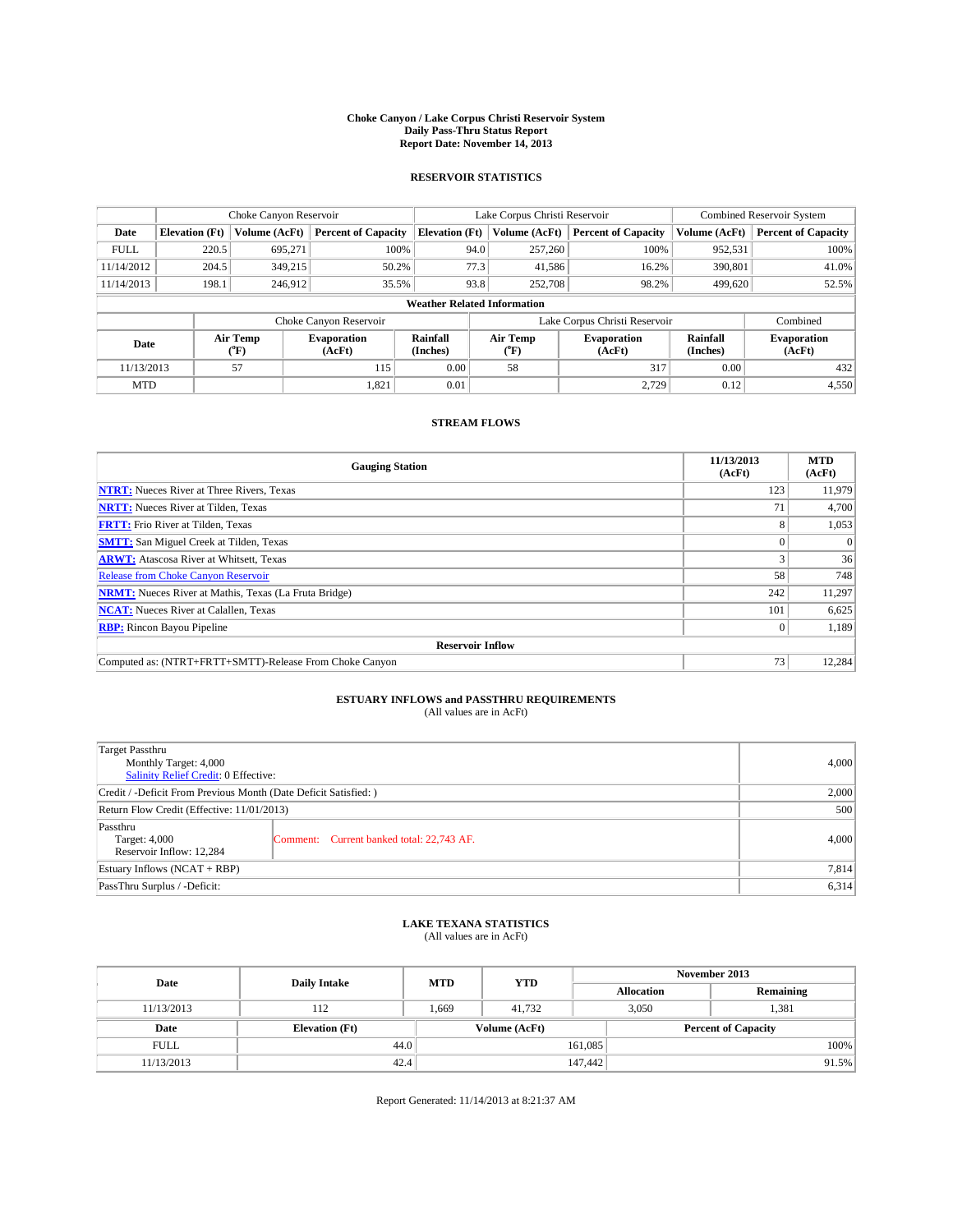# Choke Canyon / Lake Corpus Christi Reservoir System
## Daily Pass-Thru Status Report
### Report Date: November 14, 2013

## RESERVOIR STATISTICS

| | Choke Canyon Reservoir | | | Lake Corpus Christi Reservoir | | | Combined Reservoir System | |
|---|---|---|---|---|---|---|---|---|
| Date | Elevation (Ft) | Volume (AcFt) | Percent of Capacity | Elevation (Ft) | Volume (AcFt) | Percent of Capacity | Volume (AcFt) | Percent of Capacity |
| FULL | 220.5 | 695,271 | 100% | 94.0 | 257,260 | 100% | 952,531 | 100% |
| 11/14/2012 | 204.5 | 349,215 | 50.2% | 77.3 | 41,586 | 16.2% | 390,801 | 41.0% |
| 11/14/2013 | 198.1 | 246,912 | 35.5% | 93.8 | 252,708 | 98.2% | 499,620 | 52.5% |

**Weather Related Information**

| | Choke Canyon Reservoir | | | Lake Corpus Christi Reservoir | | | Combined |
|---|---|---|---|---|---|---|---|
| Date | Air Temp (°F) | Evaporation (AcFt) | Rainfall (Inches) | Air Temp (°F) | Evaporation (AcFt) | Rainfall (Inches) | Evaporation (AcFt) |
| 11/13/2013 | 57 | 115 | 0.00 | 58 | 317 | 0.00 | 432 |
| MTD | | 1,821 | 0.01 | | 2,729 | 0.12 | 4,550 |

## STREAM FLOWS

| Gauging Station | 11/13/2013 (AcFt) | MTD (AcFt) |
|---|---|---|
| **NTRT:** Nueces River at Three Rivers, Texas | 123 | 11,979 |
| **NRTT:** Nueces River at Tilden, Texas | 71 | 4,700 |
| **FRTT:** Frio River at Tilden, Texas | 8 | 1,053 |
| **SMTT:** San Miguel Creek at Tilden, Texas | 0 | 0 |
| **ARWT:** Atascosa River at Whitsett, Texas | 3 | 36 |
| Release from Choke Canyon Reservoir | 58 | 748 |
| **NRMT:** Nueces River at Mathis, Texas (La Fruta Bridge) | 242 | 11,297 |
| **NCAT:** Nueces River at Calallen, Texas | 101 | 6,625 |
| **RBP:** Rincon Bayou Pipeline | 0 | 1,189 |
| **Reservoir Inflow** | | |
| Computed as: (NTRT+FRTT+SMTT)-Release From Choke Canyon | 73 | 12,284 |

## ESTUARY INFLOWS and PASSTHRU REQUIREMENTS
(All values are in AcFt)

| | |
|---|---|
| Target Passthru<br>Monthly Target: 4,000<br>Salinity Relief Credit: 0 Effective: | 4,000 |
| Credit / -Deficit From Previous Month (Date Deficit Satisfied: ) | 2,000 |
| Return Flow Credit (Effective: 11/01/2013) | 500 |
| Passthru<br>Target: 4,000<br>Reservoir Inflow: 12,284 — Comment: Current banked total: 22,743 AF. | 4,000 |
| Estuary Inflows (NCAT + RBP) | 7,814 |
| PassThru Surplus / -Deficit: | 6,314 |

## LAKE TEXANA STATISTICS
(All values are in AcFt)

| Date | Daily Intake | MTD | YTD | November 2013 Allocation | November 2013 Remaining |
|---|---|---|---|---|---|
| 11/13/2013 | 112 | 1,669 | 41,732 | 3,050 | 1,381 |

| Date | Elevation (Ft) | Volume (AcFt) | Percent of Capacity |
|---|---|---|---|
| FULL | 44.0 | 161,085 | 100% |
| 11/13/2013 | 42.4 | 147,442 | 91.5% |

Report Generated: 11/14/2013 at 8:21:37 AM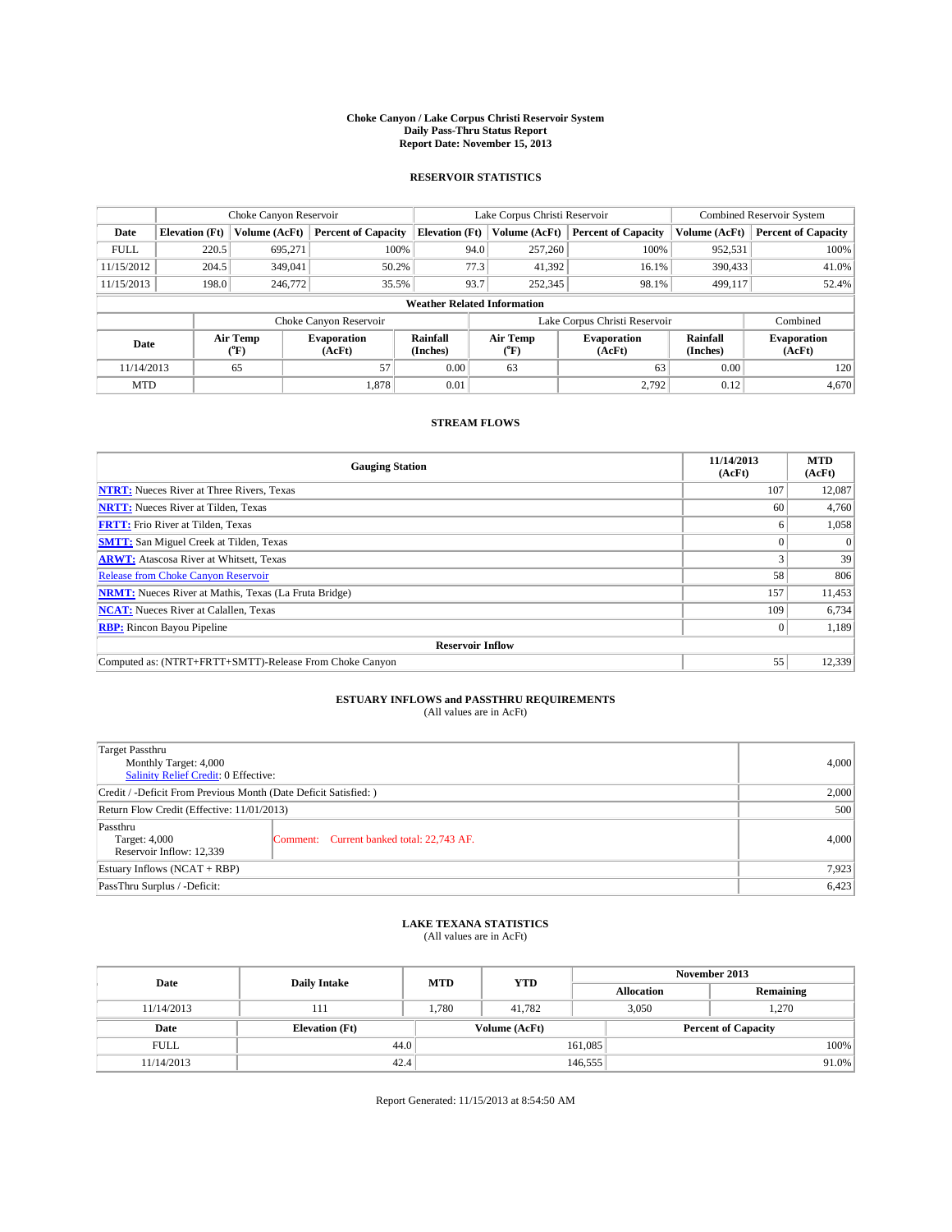**Choke Canyon / Lake Corpus Christi Reservoir System**
**Daily Pass-Thru Status Report**
**Report Date: November 15, 2013**

## RESERVOIR STATISTICS

| | Choke Canyon Reservoir | | | Lake Corpus Christi Reservoir | | | Combined Reservoir System | |
|---|---|---|---|---|---|---|---|---|
| Date | Elevation (Ft) | Volume (AcFt) | Percent of Capacity | Elevation (Ft) | Volume (AcFt) | Percent of Capacity | Volume (AcFt) | Percent of Capacity |
| FULL | 220.5 | 695,271 | 100% | 94.0 | 257,260 | 100% | 952,531 | 100% |
| 11/15/2012 | 204.5 | 349,041 | 50.2% | 77.3 | 41,392 | 16.1% | 390,433 | 41.0% |
| 11/15/2013 | 198.0 | 246,772 | 35.5% | 93.7 | 252,345 | 98.1% | 499,117 | 52.4% |

**Weather Related Information**

| | Choke Canyon Reservoir | | | Lake Corpus Christi Reservoir | | | Combined |
|---|---|---|---|---|---|---|---|
| Date | Air Temp (°F) | Evaporation (AcFt) | Rainfall (Inches) | Air Temp (°F) | Evaporation (AcFt) | Rainfall (Inches) | Evaporation (AcFt) |
| 11/14/2013 | 65 | 57 | 0.00 | 63 | 63 | 0.00 | 120 |
| MTD | | 1,878 | 0.01 | | 2,792 | 0.12 | 4,670 |

## STREAM FLOWS

| Gauging Station | 11/14/2013 (AcFt) | MTD (AcFt) |
|---|---|---|
| NTRT: Nueces River at Three Rivers, Texas | 107 | 12,087 |
| NRTT: Nueces River at Tilden, Texas | 60 | 4,760 |
| FRTT: Frio River at Tilden, Texas | 6 | 1,058 |
| SMTT: San Miguel Creek at Tilden, Texas | 0 | 0 |
| ARWT: Atascosa River at Whitsett, Texas | 3 | 39 |
| Release from Choke Canyon Reservoir | 58 | 806 |
| NRMT: Nueces River at Mathis, Texas (La Fruta Bridge) | 157 | 11,453 |
| NCAT: Nueces River at Calallen, Texas | 109 | 6,734 |
| RBP: Rincon Bayou Pipeline | 0 | 1,189 |
| **Reservoir Inflow** | | |
| Computed as: (NTRT+FRTT+SMTT)-Release From Choke Canyon | 55 | 12,339 |

## ESTUARY INFLOWS and PASSTHRU REQUIREMENTS
(All values are in AcFt)

| | | |
|---|---|---|
| Target Passthru<br>Monthly Target: 4,000<br>Salinity Relief Credit: 0 Effective: | | 4,000 |
| Credit / -Deficit From Previous Month (Date Deficit Satisfied: ) | | 2,000 |
| Return Flow Credit (Effective: 11/01/2013) | | 500 |
| Passthru<br>Target: 4,000<br>Reservoir Inflow: 12,339 | Comment: Current banked total: 22,743 AF. | 4,000 |
| Estuary Inflows (NCAT + RBP) | | 7,923 |
| PassThru Surplus / -Deficit: | | 6,423 |

## LAKE TEXANA STATISTICS
(All values are in AcFt)

| Date | Daily Intake | MTD | YTD | November 2013 Allocation | November 2013 Remaining |
|---|---|---|---|---|---|
| 11/14/2013 | 111 | 1,780 | 41,782 | 3,050 | 1,270 |

| Date | Elevation (Ft) | Volume (AcFt) | Percent of Capacity |
|---|---|---|---|
| FULL | 44.0 | 161,085 | 100% |
| 11/14/2013 | 42.4 | 146,555 | 91.0% |

Report Generated: 11/15/2013 at 8:54:50 AM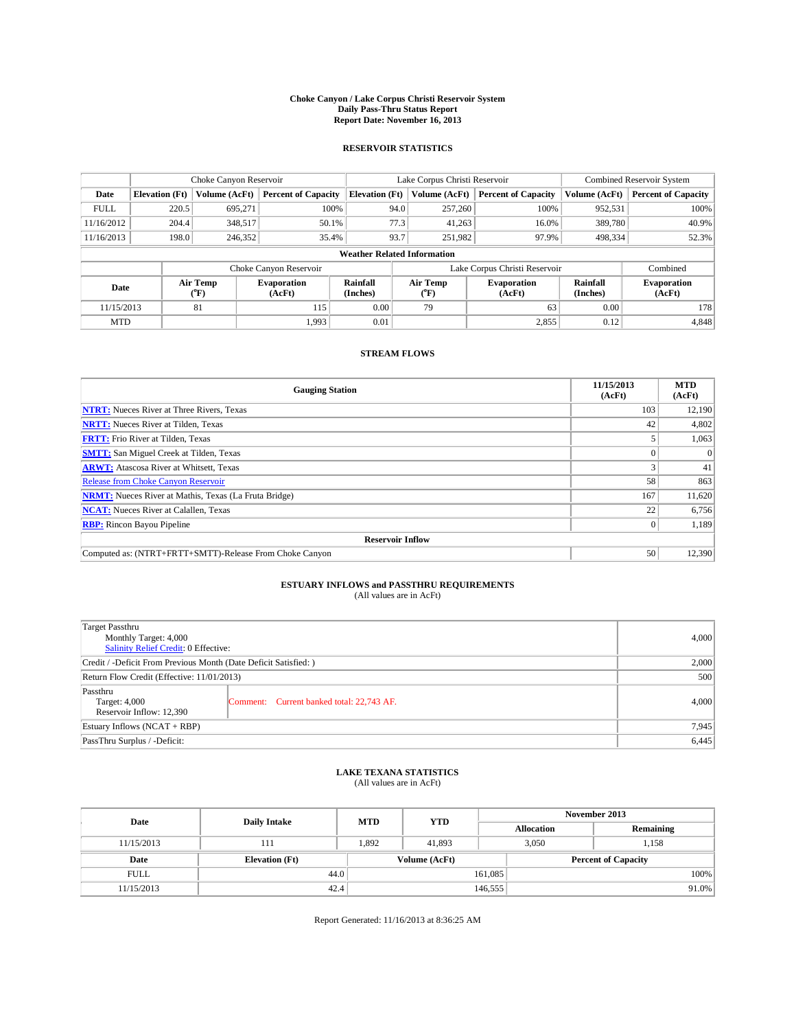**Choke Canyon / Lake Corpus Christi Reservoir System**
**Daily Pass-Thru Status Report**
**Report Date: November 16, 2013**

### RESERVOIR STATISTICS

| | Choke Canyon Reservoir | | | Lake Corpus Christi Reservoir | | | Combined Reservoir System | |
|---|---|---|---|---|---|---|---|---|
| Date | Elevation (Ft) | Volume (AcFt) | Percent of Capacity | Elevation (Ft) | Volume (AcFt) | Percent of Capacity | Volume (AcFt) | Percent of Capacity |
| FULL | 220.5 | 695,271 | 100% | 94.0 | 257,260 | 100% | 952,531 | 100% |
| 11/16/2012 | 204.4 | 348,517 | 50.1% | 77.3 | 41,263 | 16.0% | 389,780 | 40.9% |
| 11/16/2013 | 198.0 | 246,352 | 35.4% | 93.7 | 251,982 | 97.9% | 498,334 | 52.3% |

**Weather Related Information**

| | Choke Canyon Reservoir | | | Lake Corpus Christi Reservoir | | | Combined |
|---|---|---|---|---|---|---|---|
| Date | Air Temp (°F) | Evaporation (AcFt) | Rainfall (Inches) | Air Temp (°F) | Evaporation (AcFt) | Rainfall (Inches) | Evaporation (AcFt) |
| 11/15/2013 | 81 | 115 | 0.00 | 79 | 63 | 0.00 | 178 |
| MTD | | 1,993 | 0.01 | | 2,855 | 0.12 | 4,848 |

### STREAM FLOWS

| Gauging Station | 11/15/2013 (AcFt) | MTD (AcFt) |
|---|---|---|
| **NTRT:** Nueces River at Three Rivers, Texas | 103 | 12,190 |
| **NRTT:** Nueces River at Tilden, Texas | 42 | 4,802 |
| **FRTT:** Frio River at Tilden, Texas | 5 | 1,063 |
| **SMTT:** San Miguel Creek at Tilden, Texas | 0 | 0 |
| **ARWT:** Atascosa River at Whitsett, Texas | 3 | 41 |
| Release from Choke Canyon Reservoir | 58 | 863 |
| **NRMT:** Nueces River at Mathis, Texas (La Fruta Bridge) | 167 | 11,620 |
| **NCAT:** Nueces River at Calallen, Texas | 22 | 6,756 |
| **RBP:** Rincon Bayou Pipeline | 0 | 1,189 |
| **Reservoir Inflow** | | |
| Computed as: (NTRT+FRTT+SMTT)-Release From Choke Canyon | 50 | 12,390 |

### ESTUARY INFLOWS and PASSTHRU REQUIREMENTS
(All values are in AcFt)

| | | |
|---|---|---|
| Target Passthru<br>Monthly Target: 4,000<br>Salinity Relief Credit: 0 Effective: | | 4,000 |
| Credit / -Deficit From Previous Month (Date Deficit Satisfied: ) | | 2,000 |
| Return Flow Credit (Effective: 11/01/2013) | | 500 |
| Passthru<br>Target: 4,000<br>Reservoir Inflow: 12,390 | Comment: Current banked total: 22,743 AF. | 4,000 |
| Estuary Inflows (NCAT + RBP) | | 7,945 |
| PassThru Surplus / -Deficit: | | 6,445 |

### LAKE TEXANA STATISTICS
(All values are in AcFt)

| Date | Daily Intake | MTD | YTD | November 2013 Allocation | November 2013 Remaining |
|---|---|---|---|---|---|
| 11/15/2013 | 111 | 1,892 | 41,893 | 3,050 | 1,158 |

| Date | Elevation (Ft) | Volume (AcFt) | Percent of Capacity |
|---|---|---|---|
| FULL | 44.0 | 161,085 | 100% |
| 11/15/2013 | 42.4 | 146,555 | 91.0% |

Report Generated: 11/16/2013 at 8:36:25 AM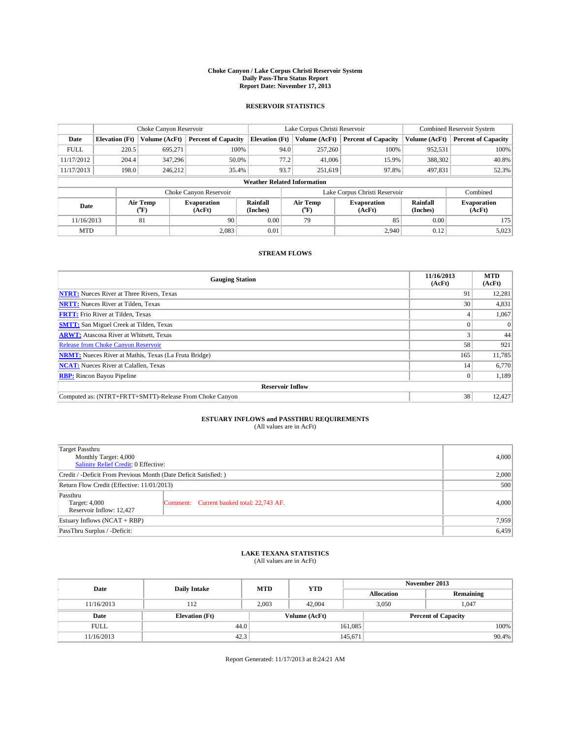**Choke Canyon / Lake Corpus Christi Reservoir System**
**Daily Pass-Thru Status Report**
**Report Date: November 17, 2013**

## RESERVOIR STATISTICS

| | Choke Canyon Reservoir | | | Lake Corpus Christi Reservoir | | | Combined Reservoir System | |
|---|---|---|---|---|---|---|---|---|
| **Date** | **Elevation (Ft)** | **Volume (AcFt)** | **Percent of Capacity** | **Elevation (Ft)** | **Volume (AcFt)** | **Percent of Capacity** | **Volume (AcFt)** | **Percent of Capacity** |
| FULL | 220.5 | 695,271 | 100% | 94.0 | 257,260 | 100% | 952,531 | 100% |
| 11/17/2012 | 204.4 | 347,296 | 50.0% | 77.2 | 41,006 | 15.9% | 388,302 | 40.8% |
| 11/17/2013 | 198.0 | 246,212 | 35.4% | 93.7 | 251,619 | 97.8% | 497,831 | 52.3% |

**Weather Related Information**

| | Choke Canyon Reservoir | | | Lake Corpus Christi Reservoir | | | Combined |
|---|---|---|---|---|---|---|---|
| **Date** | **Air Temp (°F)** | **Evaporation (AcFt)** | **Rainfall (Inches)** | **Air Temp (°F)** | **Evaporation (AcFt)** | **Rainfall (Inches)** | **Evaporation (AcFt)** |
| 11/16/2013 | 81 | 90 | 0.00 | 79 | 85 | 0.00 | 175 |
| MTD | | 2,083 | 0.01 | | 2,940 | 0.12 | 5,023 |

## STREAM FLOWS

| Gauging Station | 11/16/2013 (AcFt) | MTD (AcFt) |
|---|---|---|
| NTRT: Nueces River at Three Rivers, Texas | 91 | 12,281 |
| NRTT: Nueces River at Tilden, Texas | 30 | 4,831 |
| FRTT: Frio River at Tilden, Texas | 4 | 1,067 |
| SMTT: San Miguel Creek at Tilden, Texas | 0 | 0 |
| ARWT: Atascosa River at Whitsett, Texas | 3 | 44 |
| Release from Choke Canyon Reservoir | 58 | 921 |
| NRMT: Nueces River at Mathis, Texas (La Fruta Bridge) | 165 | 11,785 |
| NCAT: Nueces River at Calallen, Texas | 14 | 6,770 |
| RBP: Rincon Bayou Pipeline | 0 | 1,189 |
| **Reservoir Inflow** | | |
| Computed as: (NTRT+FRTT+SMTT)-Release From Choke Canyon | 38 | 12,427 |

## ESTUARY INFLOWS and PASSTHRU REQUIREMENTS
(All values are in AcFt)

| | | |
|---|---|---|
| Target Passthru<br>Monthly Target: 4,000<br>Salinity Relief Credit: 0 Effective: | | 4,000 |
| Credit / -Deficit From Previous Month (Date Deficit Satisfied: ) | | 2,000 |
| Return Flow Credit (Effective: 11/01/2013) | | 500 |
| Passthru<br>Target: 4,000<br>Reservoir Inflow: 12,427 | Comment: Current banked total: 22,743 AF. | 4,000 |
| Estuary Inflows (NCAT + RBP) | | 7,959 |
| PassThru Surplus / -Deficit: | | 6,459 |

## LAKE TEXANA STATISTICS
(All values are in AcFt)

| Date | Daily Intake | MTD | YTD | November 2013 Allocation | November 2013 Remaining |
|---|---|---|---|---|---|
| 11/16/2013 | 112 | 2,003 | 42,004 | 3,050 | 1,047 |

| Date | Elevation (Ft) | Volume (AcFt) | Percent of Capacity |
|---|---|---|---|
| FULL | 44.0 | 161,085 | 100% |
| 11/16/2013 | 42.3 | 145,671 | 90.4% |

Report Generated: 11/17/2013 at 8:24:21 AM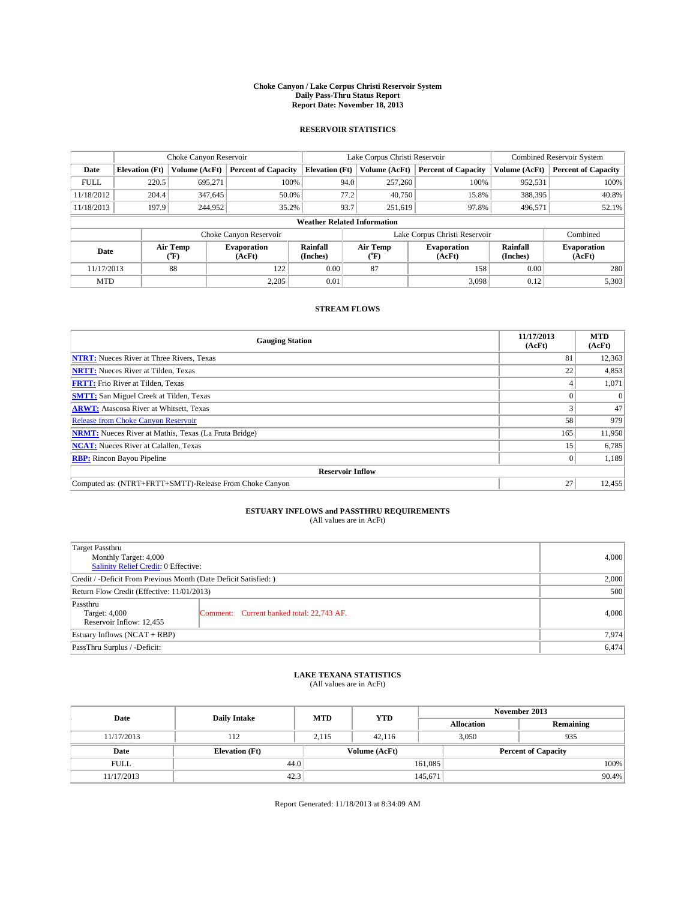**Choke Canyon / Lake Corpus Christi Reservoir System**
**Daily Pass-Thru Status Report**
**Report Date: November 18, 2013**

## RESERVOIR STATISTICS

| | Choke Canyon Reservoir | | | Lake Corpus Christi Reservoir | | | Combined Reservoir System | |
|---|---|---|---|---|---|---|---|---|
| Date | Elevation (Ft) | Volume (AcFt) | Percent of Capacity | Elevation (Ft) | Volume (AcFt) | Percent of Capacity | Volume (AcFt) | Percent of Capacity |
| FULL | 220.5 | 695,271 | 100% | 94.0 | 257,260 | 100% | 952,531 | 100% |
| 11/18/2012 | 204.4 | 347,645 | 50.0% | 77.2 | 40,750 | 15.8% | 388,395 | 40.8% |
| 11/18/2013 | 197.9 | 244,952 | 35.2% | 93.7 | 251,619 | 97.8% | 496,571 | 52.1% |

**Weather Related Information**

| | Choke Canyon Reservoir | | | Lake Corpus Christi Reservoir | | | Combined |
|---|---|---|---|---|---|---|---|
| Date | Air Temp (ºF) | Evaporation (AcFt) | Rainfall (Inches) | Air Temp (ºF) | Evaporation (AcFt) | Rainfall (Inches) | Evaporation (AcFt) |
| 11/17/2013 | 88 | 122 | 0.00 | 87 | 158 | 0.00 | 280 |
| MTD | | 2,205 | 0.01 | | 3,098 | 0.12 | 5,303 |

## STREAM FLOWS

| Gauging Station | 11/17/2013 (AcFt) | MTD (AcFt) |
|---|---|---|
| NTRT: Nueces River at Three Rivers, Texas | 81 | 12,363 |
| NRTT: Nueces River at Tilden, Texas | 22 | 4,853 |
| FRTT: Frio River at Tilden, Texas | 4 | 1,071 |
| SMTT: San Miguel Creek at Tilden, Texas | 0 | 0 |
| ARWT: Atascosa River at Whitsett, Texas | 3 | 47 |
| Release from Choke Canyon Reservoir | 58 | 979 |
| NRMT: Nueces River at Mathis, Texas (La Fruta Bridge) | 165 | 11,950 |
| NCAT: Nueces River at Calallen, Texas | 15 | 6,785 |
| RBP: Rincon Bayou Pipeline | 0 | 1,189 |
| **Reservoir Inflow** | | |
| Computed as: (NTRT+FRTT+SMTT)-Release From Choke Canyon | 27 | 12,455 |

## ESTUARY INFLOWS and PASSTHRU REQUIREMENTS

(All values are in AcFt)

| | | |
|---|---|---|
| Target Passthru<br>Monthly Target: 4,000<br>Salinity Relief Credit: 0 Effective: | | 4,000 |
| Credit / -Deficit From Previous Month (Date Deficit Satisfied: ) | | 2,000 |
| Return Flow Credit (Effective: 11/01/2013) | | 500 |
| Passthru<br>Target: 4,000<br>Reservoir Inflow: 12,455 | Comment: Current banked total: 22,743 AF. | 4,000 |
| Estuary Inflows (NCAT + RBP) | | 7,974 |
| PassThru Surplus / -Deficit: | | 6,474 |

## LAKE TEXANA STATISTICS

(All values are in AcFt)

| Date | Daily Intake | MTD | YTD | November 2013 Allocation | November 2013 Remaining |
|---|---|---|---|---|---|
| 11/17/2013 | 112 | 2,115 | 42,116 | 3,050 | 935 |

| Date | Elevation (Ft) | Volume (AcFt) | Percent of Capacity |
|---|---|---|---|
| FULL | 44.0 | 161,085 | 100% |
| 11/17/2013 | 42.3 | 145,671 | 90.4% |

Report Generated: 11/18/2013 at 8:34:09 AM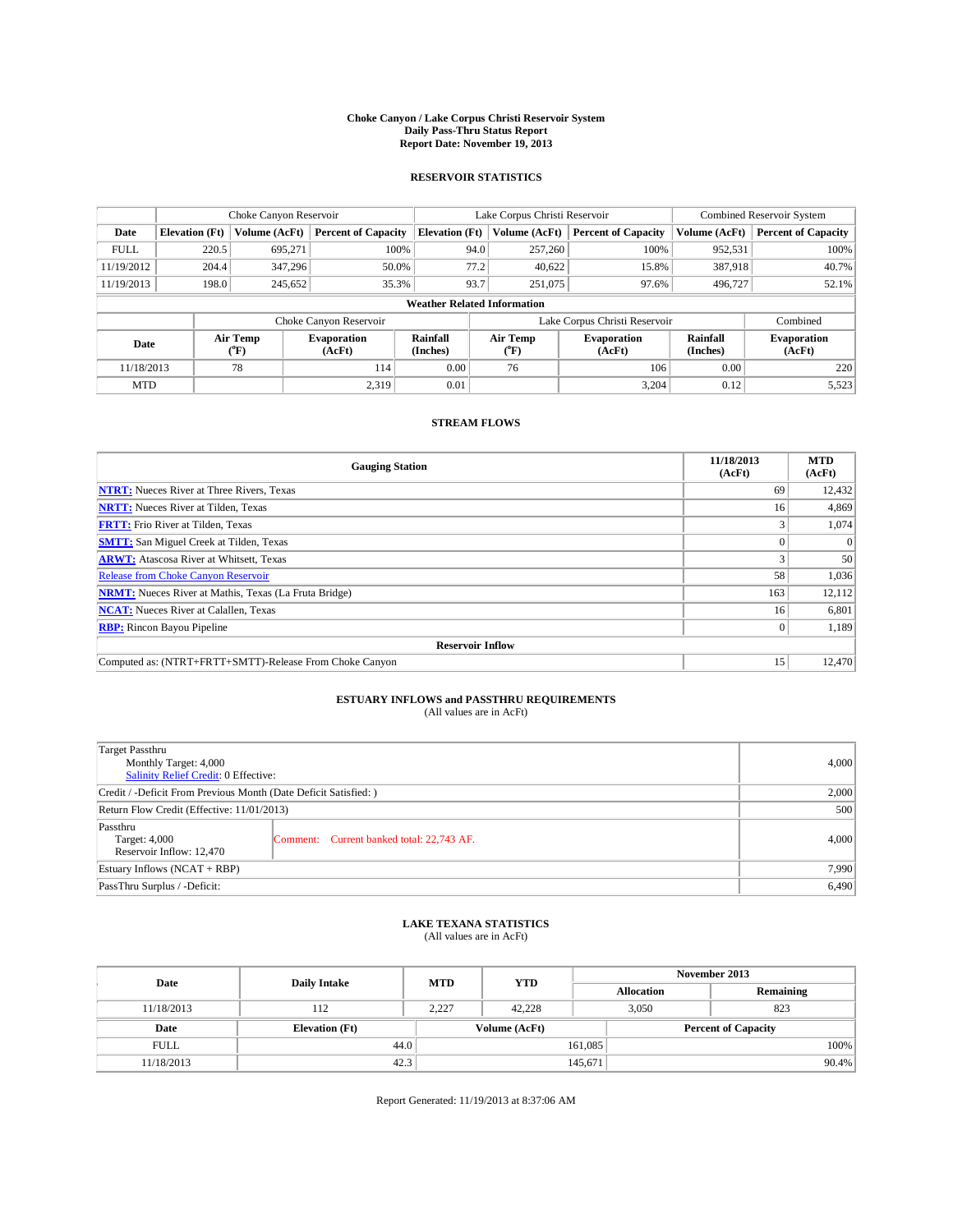# Choke Canyon / Lake Corpus Christi Reservoir System
## Daily Pass-Thru Status Report
### Report Date: November 19, 2013

## RESERVOIR STATISTICS

| | Choke Canyon Reservoir | | | Lake Corpus Christi Reservoir | | | Combined Reservoir System | |
|---|---|---|---|---|---|---|---|---|
| Date | Elevation (Ft) | Volume (AcFt) | Percent of Capacity | Elevation (Ft) | Volume (AcFt) | Percent of Capacity | Volume (AcFt) | Percent of Capacity |
| FULL | 220.5 | 695,271 | 100% | 94.0 | 257,260 | 100% | 952,531 | 100% |
| 11/19/2012 | 204.4 | 347,296 | 50.0% | 77.2 | 40,622 | 15.8% | 387,918 | 40.7% |
| 11/19/2013 | 198.0 | 245,652 | 35.3% | 93.7 | 251,075 | 97.6% | 496,727 | 52.1% |

**Weather Related Information**

| | Choke Canyon Reservoir | | | Lake Corpus Christi Reservoir | | | Combined |
|---|---|---|---|---|---|---|---|
| Date | Air Temp (°F) | Evaporation (AcFt) | Rainfall (Inches) | Air Temp (°F) | Evaporation (AcFt) | Rainfall (Inches) | Evaporation (AcFt) |
| 11/18/2013 | 78 | 114 | 0.00 | 76 | 106 | 0.00 | 220 |
| MTD | | 2,319 | 0.01 | | 3,204 | 0.12 | 5,523 |

## STREAM FLOWS

| Gauging Station | 11/18/2013 (AcFt) | MTD (AcFt) |
|---|---|---|
| **NTRT:** Nueces River at Three Rivers, Texas | 69 | 12,432 |
| **NRTT:** Nueces River at Tilden, Texas | 16 | 4,869 |
| **FRTT:** Frio River at Tilden, Texas | 3 | 1,074 |
| **SMTT:** San Miguel Creek at Tilden, Texas | 0 | 0 |
| **ARWT:** Atascosa River at Whitsett, Texas | 3 | 50 |
| Release from Choke Canyon Reservoir | 58 | 1,036 |
| **NRMT:** Nueces River at Mathis, Texas (La Fruta Bridge) | 163 | 12,112 |
| **NCAT:** Nueces River at Calallen, Texas | 16 | 6,801 |
| **RBP:** Rincon Bayou Pipeline | 0 | 1,189 |
| **Reservoir Inflow** | | |
| Computed as: (NTRT+FRTT+SMTT)-Release From Choke Canyon | 15 | 12,470 |

## ESTUARY INFLOWS and PASSTHRU REQUIREMENTS
(All values are in AcFt)

| | |
|---|---|
| Target Passthru<br>Monthly Target: 4,000<br>Salinity Relief Credit: 0 Effective: | 4,000 |
| Credit / -Deficit From Previous Month (Date Deficit Satisfied: ) | 2,000 |
| Return Flow Credit (Effective: 11/01/2013) | 500 |
| Passthru<br>Target: 4,000<br>Reservoir Inflow: 12,470 — Comment: Current banked total: 22,743 AF. | 4,000 |
| Estuary Inflows (NCAT + RBP) | 7,990 |
| PassThru Surplus / -Deficit: | 6,490 |

## LAKE TEXANA STATISTICS
(All values are in AcFt)

| Date | Daily Intake | MTD | YTD | November 2013 Allocation | November 2013 Remaining |
|---|---|---|---|---|---|
| 11/18/2013 | 112 | 2,227 | 42,228 | 3,050 | 823 |

| Date | Elevation (Ft) | Volume (AcFt) | Percent of Capacity |
|---|---|---|---|
| FULL | 44.0 | 161,085 | 100% |
| 11/18/2013 | 42.3 | 145,671 | 90.4% |

Report Generated: 11/19/2013 at 8:37:06 AM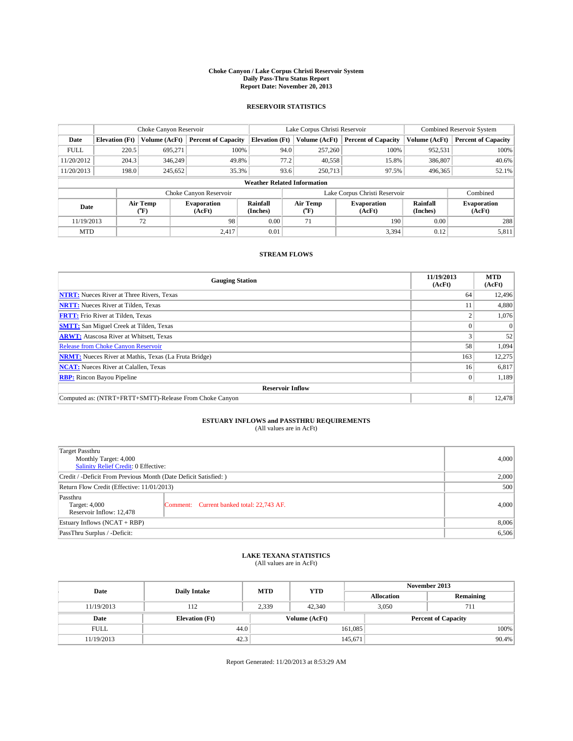**Choke Canyon / Lake Corpus Christi Reservoir System**
**Daily Pass-Thru Status Report**
**Report Date: November 20, 2013**

### RESERVOIR STATISTICS

| | Choke Canyon Reservoir | | | Lake Corpus Christi Reservoir | | | Combined Reservoir System | |
|---|---|---|---|---|---|---|---|---|
| **Date** | **Elevation (Ft)** | **Volume (AcFt)** | **Percent of Capacity** | **Elevation (Ft)** | **Volume (AcFt)** | **Percent of Capacity** | **Volume (AcFt)** | **Percent of Capacity** |
| FULL | 220.5 | 695,271 | 100% | 94.0 | 257,260 | 100% | 952,531 | 100% |
| 11/20/2012 | 204.3 | 346,249 | 49.8% | 77.2 | 40,558 | 15.8% | 386,807 | 40.6% |
| 11/20/2013 | 198.0 | 245,652 | 35.3% | 93.6 | 250,713 | 97.5% | 496,365 | 52.1% |

**Weather Related Information**

| | Choke Canyon Reservoir | | | Lake Corpus Christi Reservoir | | | Combined |
|---|---|---|---|---|---|---|---|
| **Date** | **Air Temp (°F)** | **Evaporation (AcFt)** | **Rainfall (Inches)** | **Air Temp (°F)** | **Evaporation (AcFt)** | **Rainfall (Inches)** | **Evaporation (AcFt)** |
| 11/19/2013 | 72 | 98 | 0.00 | 71 | 190 | 0.00 | 288 |
| MTD | | 2,417 | 0.01 | | 3,394 | 0.12 | 5,811 |

### STREAM FLOWS

| Gauging Station | 11/19/2013 (AcFt) | MTD (AcFt) |
|---|---|---|
| **NTRT:** Nueces River at Three Rivers, Texas | 64 | 12,496 |
| **NRTT:** Nueces River at Tilden, Texas | 11 | 4,880 |
| **FRTT:** Frio River at Tilden, Texas | 2 | 1,076 |
| **SMTT:** San Miguel Creek at Tilden, Texas | 0 | 0 |
| **ARWT:** Atascosa River at Whitsett, Texas | 3 | 52 |
| Release from Choke Canyon Reservoir | 58 | 1,094 |
| **NRMT:** Nueces River at Mathis, Texas (La Fruta Bridge) | 163 | 12,275 |
| **NCAT:** Nueces River at Calallen, Texas | 16 | 6,817 |
| **RBP:** Rincon Bayou Pipeline | 0 | 1,189 |
| **Reservoir Inflow** | | |
| Computed as: (NTRT+FRTT+SMTT)-Release From Choke Canyon | 8 | 12,478 |

### ESTUARY INFLOWS and PASSTHRU REQUIREMENTS
(All values are in AcFt)

| | | |
|---|---|---|
| Target Passthru<br>Monthly Target: 4,000<br>Salinity Relief Credit: 0 Effective: | | 4,000 |
| Credit / -Deficit From Previous Month (Date Deficit Satisfied: ) | | 2,000 |
| Return Flow Credit (Effective: 11/01/2013) | | 500 |
| Passthru<br>Target: 4,000<br>Reservoir Inflow: 12,478 | Comment: Current banked total: 22,743 AF. | 4,000 |
| Estuary Inflows (NCAT + RBP) | | 8,006 |
| PassThru Surplus / -Deficit: | | 6,506 |

### LAKE TEXANA STATISTICS
(All values are in AcFt)

| Date | Daily Intake | MTD | YTD | November 2013 Allocation | November 2013 Remaining |
|---|---|---|---|---|---|
| 11/19/2013 | 112 | 2,339 | 42,340 | 3,050 | 711 |

| Date | Elevation (Ft) | Volume (AcFt) | Percent of Capacity |
|---|---|---|---|
| FULL | 44.0 | 161,085 | 100% |
| 11/19/2013 | 42.3 | 145,671 | 90.4% |

Report Generated: 11/20/2013 at 8:53:29 AM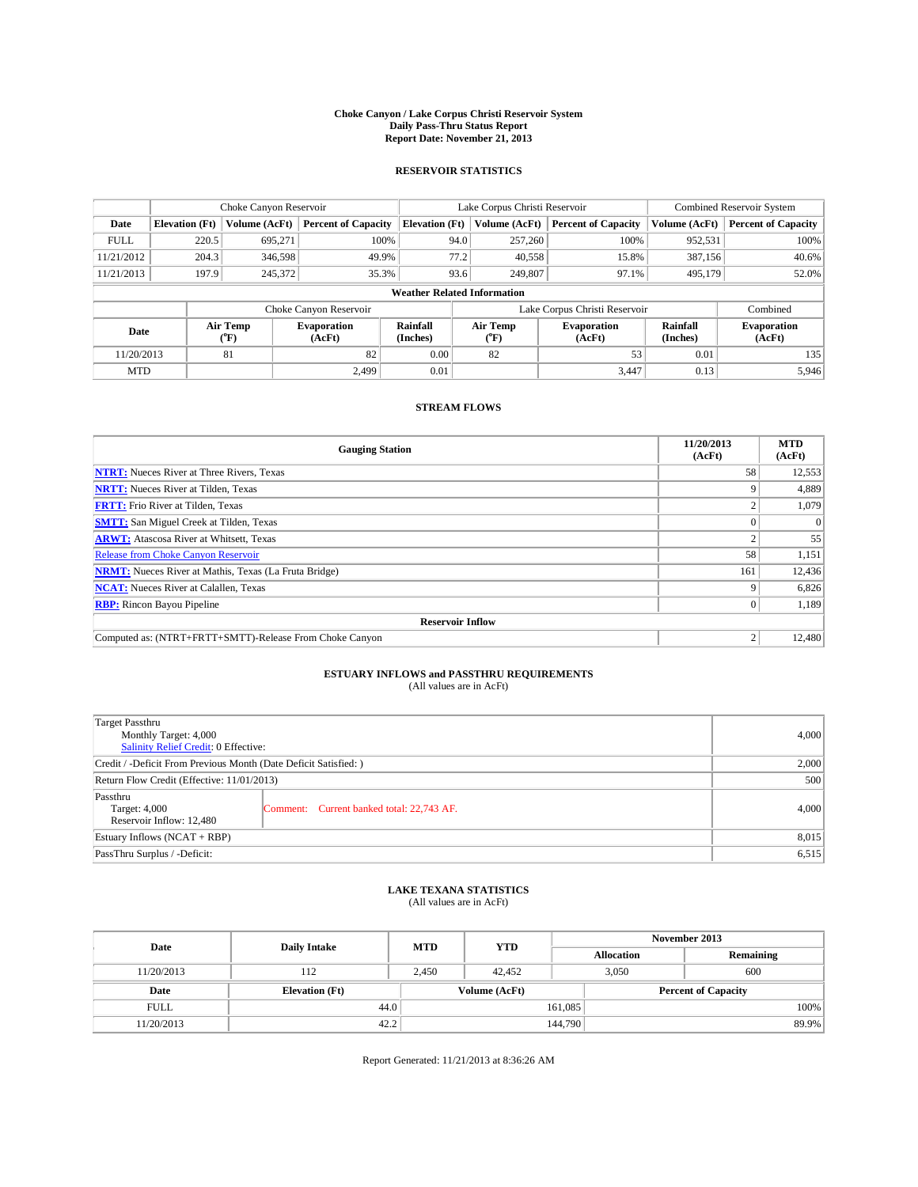**Choke Canyon / Lake Corpus Christi Reservoir System**
**Daily Pass-Thru Status Report**
**Report Date: November 21, 2013**

## RESERVOIR STATISTICS

| | Choke Canyon Reservoir | | | Lake Corpus Christi Reservoir | | | Combined Reservoir System | |
|---|---|---|---|---|---|---|---|---|
| **Date** | **Elevation (Ft)** | **Volume (AcFt)** | **Percent of Capacity** | **Elevation (Ft)** | **Volume (AcFt)** | **Percent of Capacity** | **Volume (AcFt)** | **Percent of Capacity** |
| FULL | 220.5 | 695,271 | 100% | 94.0 | 257,260 | 100% | 952,531 | 100% |
| 11/21/2012 | 204.3 | 346,598 | 49.9% | 77.2 | 40,558 | 15.8% | 387,156 | 40.6% |
| 11/21/2013 | 197.9 | 245,372 | 35.3% | 93.6 | 249,807 | 97.1% | 495,179 | 52.0% |

**Weather Related Information**

| | Choke Canyon Reservoir | | | Lake Corpus Christi Reservoir | | | Combined |
|---|---|---|---|---|---|---|---|
| **Date** | **Air Temp (°F)** | **Evaporation (AcFt)** | **Rainfall (Inches)** | **Air Temp (°F)** | **Evaporation (AcFt)** | **Rainfall (Inches)** | **Evaporation (AcFt)** |
| 11/20/2013 | 81 | 82 | 0.00 | 82 | 53 | 0.01 | 135 |
| MTD | | 2,499 | 0.01 | | 3,447 | 0.13 | 5,946 |

## STREAM FLOWS

| Gauging Station | 11/20/2013 (AcFt) | MTD (AcFt) |
|---|---|---|
| **NTRT:** Nueces River at Three Rivers, Texas | 58 | 12,553 |
| **NRTT:** Nueces River at Tilden, Texas | 9 | 4,889 |
| **FRTT:** Frio River at Tilden, Texas | 2 | 1,079 |
| **SMTT:** San Miguel Creek at Tilden, Texas | 0 | 0 |
| **ARWT:** Atascosa River at Whitsett, Texas | 2 | 55 |
| Release from Choke Canyon Reservoir | 58 | 1,151 |
| **NRMT:** Nueces River at Mathis, Texas (La Fruta Bridge) | 161 | 12,436 |
| **NCAT:** Nueces River at Calallen, Texas | 9 | 6,826 |
| **RBP:** Rincon Bayou Pipeline | 0 | 1,189 |
| **Reservoir Inflow** | | |
| Computed as: (NTRT+FRTT+SMTT)-Release From Choke Canyon | 2 | 12,480 |

## ESTUARY INFLOWS and PASSTHRU REQUIREMENTS
(All values are in AcFt)

| | | |
|---|---|---|
| Target Passthru<br>Monthly Target: 4,000<br>Salinity Relief Credit: 0 Effective: | | 4,000 |
| Credit / -Deficit From Previous Month (Date Deficit Satisfied: ) | | 2,000 |
| Return Flow Credit (Effective: 11/01/2013) | | 500 |
| Passthru<br>Target: 4,000<br>Reservoir Inflow: 12,480 | Comment: Current banked total: 22,743 AF. | 4,000 |
| Estuary Inflows (NCAT + RBP) | | 8,015 |
| PassThru Surplus / -Deficit: | | 6,515 |

## LAKE TEXANA STATISTICS
(All values are in AcFt)

| Date | Daily Intake | MTD | YTD | November 2013 Allocation | November 2013 Remaining |
|---|---|---|---|---|---|
| 11/20/2013 | 112 | 2,450 | 42,452 | 3,050 | 600 |

| Date | Elevation (Ft) | Volume (AcFt) | Percent of Capacity |
|---|---|---|---|
| FULL | 44.0 | 161,085 | 100% |
| 11/20/2013 | 42.2 | 144,790 | 89.9% |

Report Generated: 11/21/2013 at 8:36:26 AM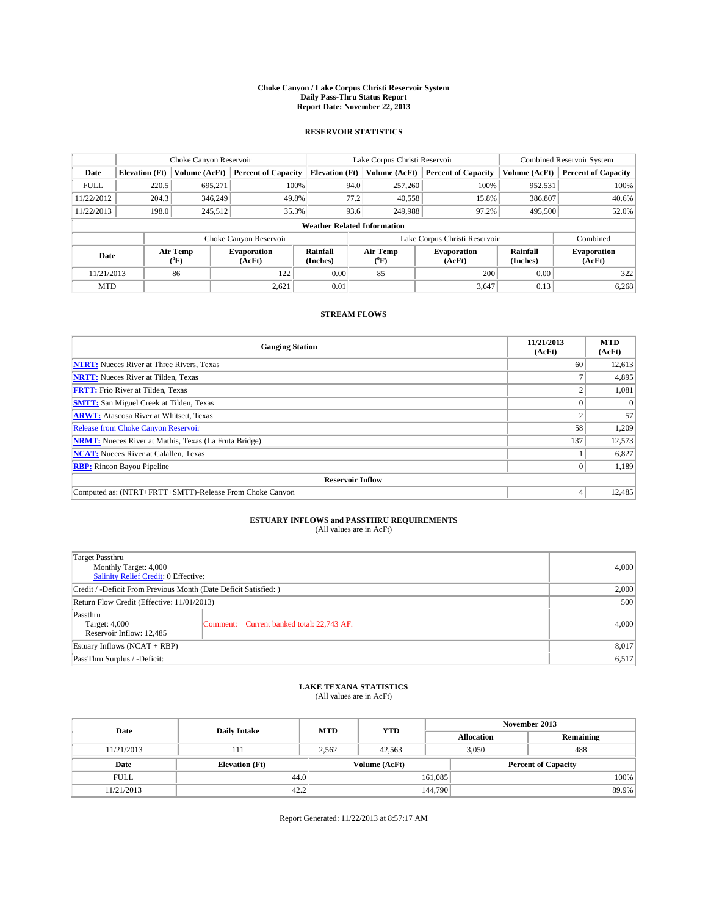**Choke Canyon / Lake Corpus Christi Reservoir System**
**Daily Pass-Thru Status Report**
**Report Date: November 22, 2013**

## RESERVOIR STATISTICS

| | Choke Canyon Reservoir | | | Lake Corpus Christi Reservoir | | | Combined Reservoir System | |
|---|---|---|---|---|---|---|---|---|
| **Date** | **Elevation (Ft)** | **Volume (AcFt)** | **Percent of Capacity** | **Elevation (Ft)** | **Volume (AcFt)** | **Percent of Capacity** | **Volume (AcFt)** | **Percent of Capacity** |
| FULL | 220.5 | 695,271 | 100% | 94.0 | 257,260 | 100% | 952,531 | 100% |
| 11/22/2012 | 204.3 | 346,249 | 49.8% | 77.2 | 40,558 | 15.8% | 386,807 | 40.6% |
| 11/22/2013 | 198.0 | 245,512 | 35.3% | 93.6 | 249,988 | 97.2% | 495,500 | 52.0% |

**Weather Related Information**

| | Choke Canyon Reservoir | | | Lake Corpus Christi Reservoir | | | Combined |
|---|---|---|---|---|---|---|---|
| **Date** | **Air Temp (°F)** | **Evaporation (AcFt)** | **Rainfall (Inches)** | **Air Temp (°F)** | **Evaporation (AcFt)** | **Rainfall (Inches)** | **Evaporation (AcFt)** |
| 11/21/2013 | 86 | 122 | 0.00 | 85 | 200 | 0.00 | 322 |
| MTD | | 2,621 | 0.01 | | 3,647 | 0.13 | 6,268 |

## STREAM FLOWS

| Gauging Station | 11/21/2013 (AcFt) | MTD (AcFt) |
|---|---|---|
| **NTRT:** Nueces River at Three Rivers, Texas | 60 | 12,613 |
| **NRTT:** Nueces River at Tilden, Texas | 7 | 4,895 |
| **FRTT:** Frio River at Tilden, Texas | 2 | 1,081 |
| **SMTT:** San Miguel Creek at Tilden, Texas | 0 | 0 |
| **ARWT:** Atascosa River at Whitsett, Texas | 2 | 57 |
| Release from Choke Canyon Reservoir | 58 | 1,209 |
| **NRMT:** Nueces River at Mathis, Texas (La Fruta Bridge) | 137 | 12,573 |
| **NCAT:** Nueces River at Calallen, Texas | 1 | 6,827 |
| **RBP:** Rincon Bayou Pipeline | 0 | 1,189 |
| **Reservoir Inflow** | | |
| Computed as: (NTRT+FRTT+SMTT)-Release From Choke Canyon | 4 | 12,485 |

## ESTUARY INFLOWS and PASSTHRU REQUIREMENTS
(All values are in AcFt)

| | | |
|---|---|---|
| Target Passthru<br>Monthly Target: 4,000<br>Salinity Relief Credit: 0 Effective: | | 4,000 |
| Credit / -Deficit From Previous Month (Date Deficit Satisfied: ) | | 2,000 |
| Return Flow Credit (Effective: 11/01/2013) | | 500 |
| Passthru<br>Target: 4,000<br>Reservoir Inflow: 12,485 | Comment: Current banked total: 22,743 AF. | 4,000 |
| Estuary Inflows (NCAT + RBP) | | 8,017 |
| PassThru Surplus / -Deficit: | | 6,517 |

## LAKE TEXANA STATISTICS
(All values are in AcFt)

| Date | Daily Intake | MTD | YTD | November 2013 Allocation | November 2013 Remaining |
|---|---|---|---|---|---|
| 11/21/2013 | 111 | 2,562 | 42,563 | 3,050 | 488 |

| Date | Elevation (Ft) | Volume (AcFt) | Percent of Capacity |
|---|---|---|---|
| FULL | 44.0 | 161,085 | 100% |
| 11/21/2013 | 42.2 | 144,790 | 89.9% |

Report Generated: 11/22/2013 at 8:57:17 AM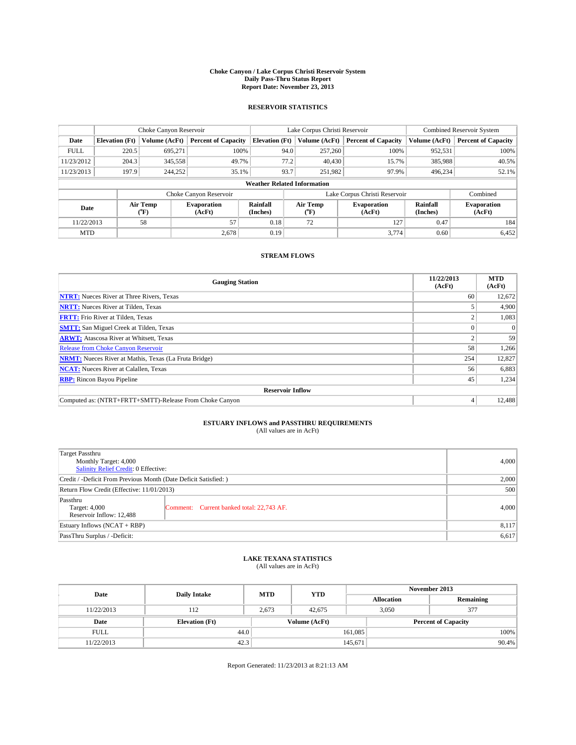**Choke Canyon / Lake Corpus Christi Reservoir System**
**Daily Pass-Thru Status Report**
**Report Date: November 23, 2013**

## RESERVOIR STATISTICS

| | Choke Canyon Reservoir | | | Lake Corpus Christi Reservoir | | | Combined Reservoir System | |
|---|---|---|---|---|---|---|---|---|
| Date | Elevation (Ft) | Volume (AcFt) | Percent of Capacity | Elevation (Ft) | Volume (AcFt) | Percent of Capacity | Volume (AcFt) | Percent of Capacity |
| FULL | 220.5 | 695,271 | 100% | 94.0 | 257,260 | 100% | 952,531 | 100% |
| 11/23/2012 | 204.3 | 345,558 | 49.7% | 77.2 | 40,430 | 15.7% | 385,988 | 40.5% |
| 11/23/2013 | 197.9 | 244,252 | 35.1% | 93.7 | 251,982 | 97.9% | 496,234 | 52.1% |

**Weather Related Information**

| | Choke Canyon Reservoir | | | Lake Corpus Christi Reservoir | | | Combined |
|---|---|---|---|---|---|---|---|
| Date | Air Temp (°F) | Evaporation (AcFt) | Rainfall (Inches) | Air Temp (°F) | Evaporation (AcFt) | Rainfall (Inches) | Evaporation (AcFt) |
| 11/22/2013 | 58 | 57 | 0.18 | 72 | 127 | 0.47 | 184 |
| MTD | | 2,678 | 0.19 | | 3,774 | 0.60 | 6,452 |

## STREAM FLOWS

| Gauging Station | 11/22/2013 (AcFt) | MTD (AcFt) |
|---|---|---|
| NTRT: Nueces River at Three Rivers, Texas | 60 | 12,672 |
| NRTT: Nueces River at Tilden, Texas | 5 | 4,900 |
| FRTT: Frio River at Tilden, Texas | 2 | 1,083 |
| SMTT: San Miguel Creek at Tilden, Texas | 0 | 0 |
| ARWT: Atascosa River at Whitsett, Texas | 2 | 59 |
| Release from Choke Canyon Reservoir | 58 | 1,266 |
| NRMT: Nueces River at Mathis, Texas (La Fruta Bridge) | 254 | 12,827 |
| NCAT: Nueces River at Calallen, Texas | 56 | 6,883 |
| RBP: Rincon Bayou Pipeline | 45 | 1,234 |
| **Reservoir Inflow** | | |
| Computed as: (NTRT+FRTT+SMTT)-Release From Choke Canyon | 4 | 12,488 |

## ESTUARY INFLOWS and PASSTHRU REQUIREMENTS
(All values are in AcFt)

| | | |
|---|---|---|
| Target Passthru<br>Monthly Target: 4,000<br>Salinity Relief Credit: 0 Effective: | | 4,000 |
| Credit / -Deficit From Previous Month (Date Deficit Satisfied: ) | | 2,000 |
| Return Flow Credit (Effective: 11/01/2013) | | 500 |
| Passthru<br>Target: 4,000<br>Reservoir Inflow: 12,488 | Comment: Current banked total: 22,743 AF. | 4,000 |
| Estuary Inflows (NCAT + RBP) | | 8,117 |
| PassThru Surplus / -Deficit: | | 6,617 |

## LAKE TEXANA STATISTICS
(All values are in AcFt)

| Date | Daily Intake | MTD | YTD | November 2013 Allocation | November 2013 Remaining |
|---|---|---|---|---|---|
| 11/22/2013 | 112 | 2,673 | 42,675 | 3,050 | 377 |

| Date | Elevation (Ft) | Volume (AcFt) | Percent of Capacity |
|---|---|---|---|
| FULL | 44.0 | 161,085 | 100% |
| 11/22/2013 | 42.3 | 145,671 | 90.4% |

Report Generated: 11/23/2013 at 8:21:13 AM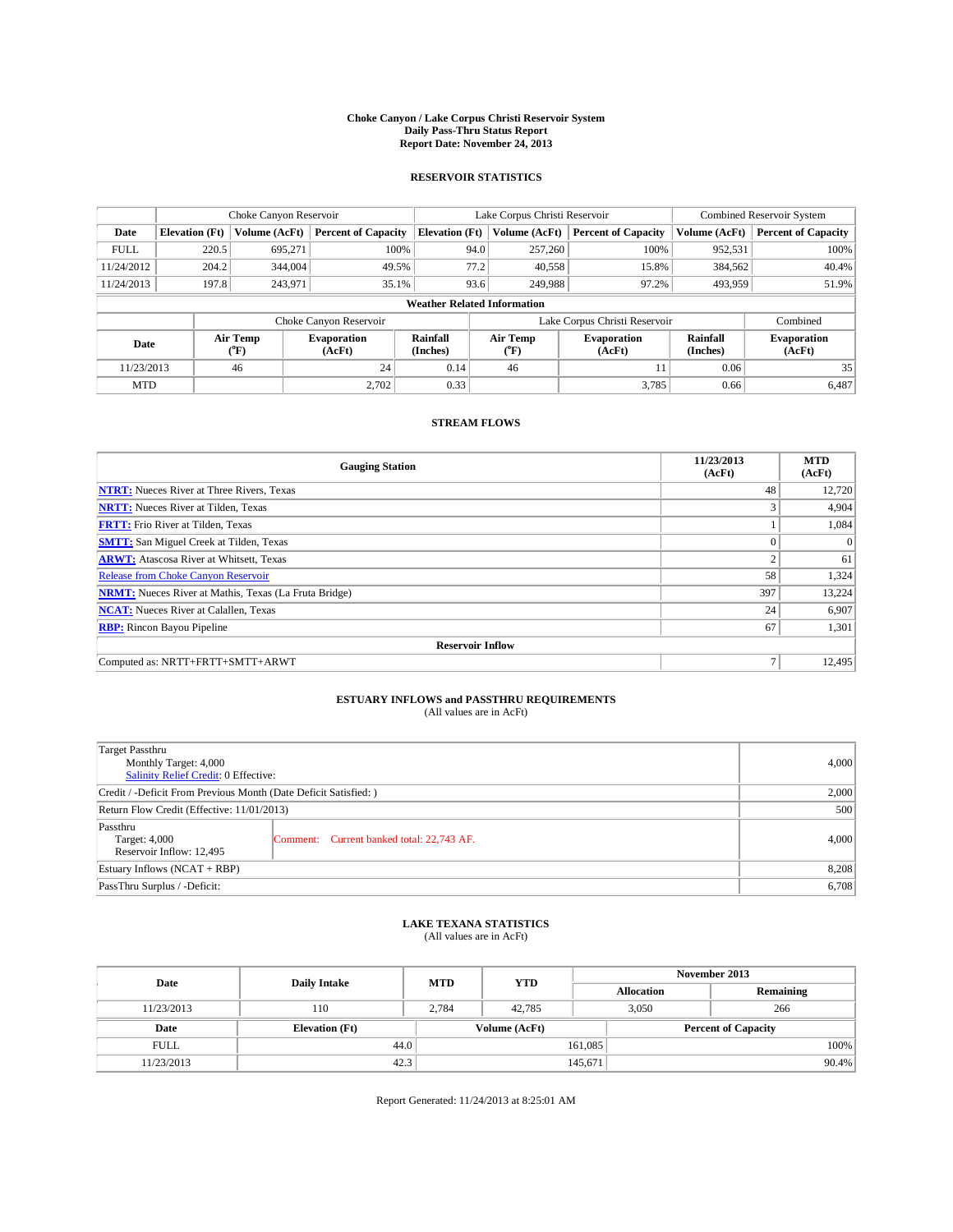**Choke Canyon / Lake Corpus Christi Reservoir System**
**Daily Pass-Thru Status Report**
**Report Date: November 24, 2013**

## RESERVOIR STATISTICS

| | Choke Canyon Reservoir | | | Lake Corpus Christi Reservoir | | | Combined Reservoir System | |
|---|---|---|---|---|---|---|---|---|
| **Date** | **Elevation (Ft)** | **Volume (AcFt)** | **Percent of Capacity** | **Elevation (Ft)** | **Volume (AcFt)** | **Percent of Capacity** | **Volume (AcFt)** | **Percent of Capacity** |
| FULL | 220.5 | 695,271 | 100% | 94.0 | 257,260 | 100% | 952,531 | 100% |
| 11/24/2012 | 204.2 | 344,004 | 49.5% | 77.2 | 40,558 | 15.8% | 384,562 | 40.4% |
| 11/24/2013 | 197.8 | 243,971 | 35.1% | 93.6 | 249,988 | 97.2% | 493,959 | 51.9% |

**Weather Related Information**

| | Choke Canyon Reservoir | | | Lake Corpus Christi Reservoir | | | Combined |
|---|---|---|---|---|---|---|---|
| **Date** | **Air Temp (°F)** | **Evaporation (AcFt)** | **Rainfall (Inches)** | **Air Temp (°F)** | **Evaporation (AcFt)** | **Rainfall (Inches)** | **Evaporation (AcFt)** |
| 11/23/2013 | 46 | 24 | 0.14 | 46 | 11 | 0.06 | 35 |
| MTD | | 2,702 | 0.33 | | 3,785 | 0.66 | 6,487 |

## STREAM FLOWS

| Gauging Station | 11/23/2013 (AcFt) | MTD (AcFt) |
|---|---|---|
| **NTRT:** Nueces River at Three Rivers, Texas | 48 | 12,720 |
| **NRTT:** Nueces River at Tilden, Texas | 3 | 4,904 |
| **FRTT:** Frio River at Tilden, Texas | 1 | 1,084 |
| **SMTT:** San Miguel Creek at Tilden, Texas | 0 | 0 |
| **ARWT:** Atascosa River at Whitsett, Texas | 2 | 61 |
| Release from Choke Canyon Reservoir | 58 | 1,324 |
| **NRMT:** Nueces River at Mathis, Texas (La Fruta Bridge) | 397 | 13,224 |
| **NCAT:** Nueces River at Calallen, Texas | 24 | 6,907 |
| **RBP:** Rincon Bayou Pipeline | 67 | 1,301 |
| **Reservoir Inflow** | | |
| Computed as: NRTT+FRTT+SMTT+ARWT | 7 | 12,495 |

## ESTUARY INFLOWS and PASSTHRU REQUIREMENTS
(All values are in AcFt)

| | | |
|---|---|---|
| Target Passthru<br>Monthly Target: 4,000<br>Salinity Relief Credit: 0 Effective: | | 4,000 |
| Credit / -Deficit From Previous Month (Date Deficit Satisfied: ) | | 2,000 |
| Return Flow Credit (Effective: 11/01/2013) | | 500 |
| Passthru<br>Target: 4,000<br>Reservoir Inflow: 12,495 | Comment: Current banked total: 22,743 AF. | 4,000 |
| Estuary Inflows (NCAT + RBP) | | 8,208 |
| PassThru Surplus / -Deficit: | | 6,708 |

## LAKE TEXANA STATISTICS
(All values are in AcFt)

| Date | Daily Intake | MTD | YTD | November 2013 Allocation | November 2013 Remaining |
|---|---|---|---|---|---|
| 11/23/2013 | 110 | 2,784 | 42,785 | 3,050 | 266 |

| Date | Elevation (Ft) | Volume (AcFt) | Percent of Capacity |
|---|---|---|---|
| FULL | 44.0 | 161,085 | 100% |
| 11/23/2013 | 42.3 | 145,671 | 90.4% |

Report Generated: 11/24/2013 at 8:25:01 AM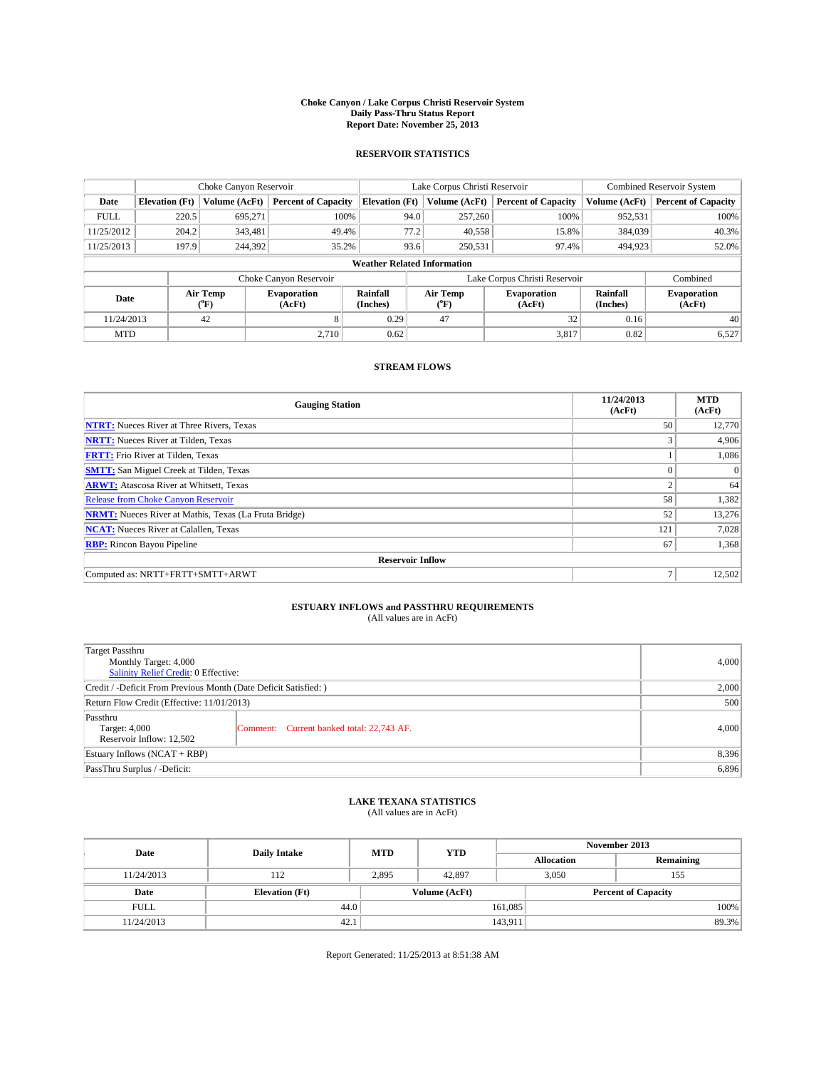**Choke Canyon / Lake Corpus Christi Reservoir System**
**Daily Pass-Thru Status Report**
**Report Date: November 25, 2013**

## RESERVOIR STATISTICS

| | Choke Canyon Reservoir | | | Lake Corpus Christi Reservoir | | | Combined Reservoir System | |
|---|---|---|---|---|---|---|---|---|
| **Date** | **Elevation (Ft)** | **Volume (AcFt)** | **Percent of Capacity** | **Elevation (Ft)** | **Volume (AcFt)** | **Percent of Capacity** | **Volume (AcFt)** | **Percent of Capacity** |
| FULL | 220.5 | 695,271 | 100% | 94.0 | 257,260 | 100% | 952,531 | 100% |
| 11/25/2012 | 204.2 | 343,481 | 49.4% | 77.2 | 40,558 | 15.8% | 384,039 | 40.3% |
| 11/25/2013 | 197.9 | 244,392 | 35.2% | 93.6 | 250,531 | 97.4% | 494,923 | 52.0% |

**Weather Related Information**

| | Choke Canyon Reservoir | | | Lake Corpus Christi Reservoir | | | Combined |
|---|---|---|---|---|---|---|---|
| **Date** | **Air Temp (°F)** | **Evaporation (AcFt)** | **Rainfall (Inches)** | **Air Temp (°F)** | **Evaporation (AcFt)** | **Rainfall (Inches)** | **Evaporation (AcFt)** |
| 11/24/2013 | 42 | 8 | 0.29 | 47 | 32 | 0.16 | 40 |
| MTD | | 2,710 | 0.62 | | 3,817 | 0.82 | 6,527 |

## STREAM FLOWS

| Gauging Station | 11/24/2013 (AcFt) | MTD (AcFt) |
|---|---|---|
| **NTRT:** Nueces River at Three Rivers, Texas | 50 | 12,770 |
| **NRTT:** Nueces River at Tilden, Texas | 3 | 4,906 |
| **FRTT:** Frio River at Tilden, Texas | 1 | 1,086 |
| **SMTT:** San Miguel Creek at Tilden, Texas | 0 | 0 |
| **ARWT:** Atascosa River at Whitsett, Texas | 2 | 64 |
| Release from Choke Canyon Reservoir | 58 | 1,382 |
| **NRMT:** Nueces River at Mathis, Texas (La Fruta Bridge) | 52 | 13,276 |
| **NCAT:** Nueces River at Calallen, Texas | 121 | 7,028 |
| **RBP:** Rincon Bayou Pipeline | 67 | 1,368 |
| **Reservoir Inflow** | | |
| Computed as: NRTT+FRTT+SMTT+ARWT | 7 | 12,502 |

## ESTUARY INFLOWS and PASSTHRU REQUIREMENTS
(All values are in AcFt)

| | | |
|---|---|---|
| Target Passthru<br>Monthly Target: 4,000<br>Salinity Relief Credit: 0 Effective: | | 4,000 |
| Credit / -Deficit From Previous Month (Date Deficit Satisfied: ) | | 2,000 |
| Return Flow Credit (Effective: 11/01/2013) | | 500 |
| Passthru<br>Target: 4,000<br>Reservoir Inflow: 12,502 | Comment: Current banked total: 22,743 AF. | 4,000 |
| Estuary Inflows (NCAT + RBP) | | 8,396 |
| PassThru Surplus / -Deficit: | | 6,896 |

## LAKE TEXANA STATISTICS
(All values are in AcFt)

| Date | Daily Intake | MTD | YTD | November 2013 Allocation | November 2013 Remaining |
|---|---|---|---|---|---|
| 11/24/2013 | 112 | 2,895 | 42,897 | 3,050 | 155 |

| Date | Elevation (Ft) | Volume (AcFt) | Percent of Capacity |
|---|---|---|---|
| FULL | 44.0 | 161,085 | 100% |
| 11/24/2013 | 42.1 | 143,911 | 89.3% |

Report Generated: 11/25/2013 at 8:51:38 AM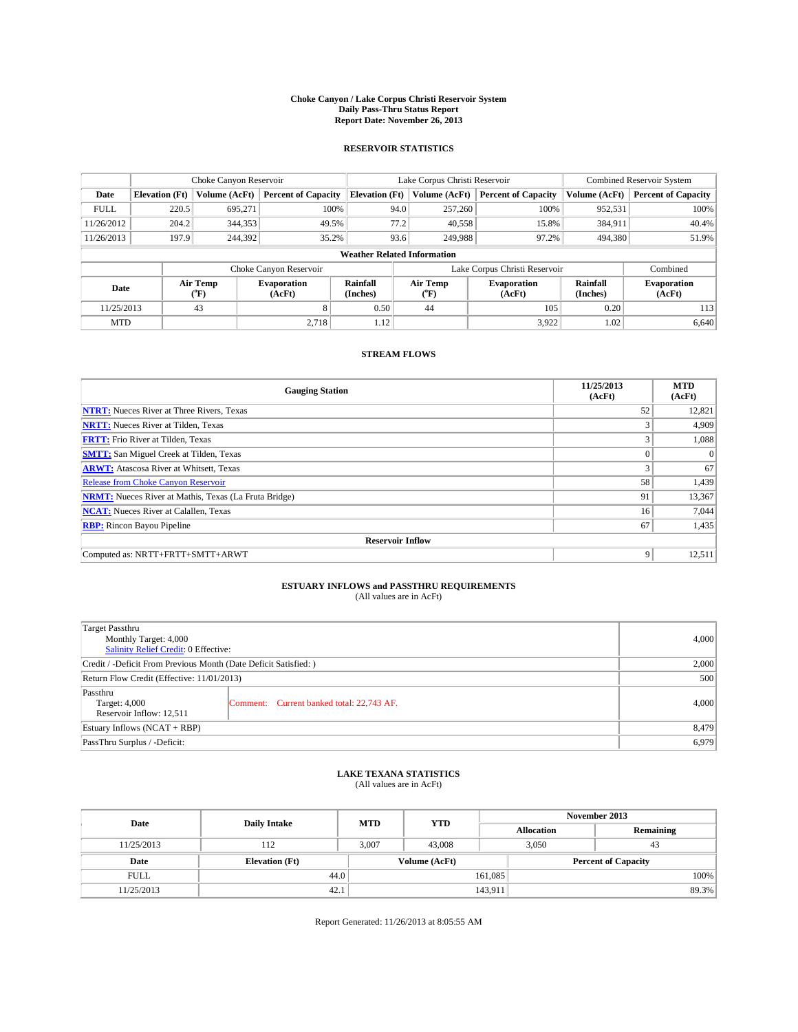**Choke Canyon / Lake Corpus Christi Reservoir System**
**Daily Pass-Thru Status Report**
**Report Date: November 26, 2013**

## RESERVOIR STATISTICS

| | Choke Canyon Reservoir | | | Lake Corpus Christi Reservoir | | | Combined Reservoir System | |
|---|---|---|---|---|---|---|---|---|
| **Date** | **Elevation (Ft)** | **Volume (AcFt)** | **Percent of Capacity** | **Elevation (Ft)** | **Volume (AcFt)** | **Percent of Capacity** | **Volume (AcFt)** | **Percent of Capacity** |
| FULL | 220.5 | 695,271 | 100% | 94.0 | 257,260 | 100% | 952,531 | 100% |
| 11/26/2012 | 204.2 | 344,353 | 49.5% | 77.2 | 40,558 | 15.8% | 384,911 | 40.4% |
| 11/26/2013 | 197.9 | 244,392 | 35.2% | 93.6 | 249,988 | 97.2% | 494,380 | 51.9% |

**Weather Related Information**

| | Choke Canyon Reservoir | | | Lake Corpus Christi Reservoir | | | Combined |
|---|---|---|---|---|---|---|---|
| **Date** | **Air Temp (°F)** | **Evaporation (AcFt)** | **Rainfall (Inches)** | **Air Temp (°F)** | **Evaporation (AcFt)** | **Rainfall (Inches)** | **Evaporation (AcFt)** |
| 11/25/2013 | 43 | 8 | 0.50 | 44 | 105 | 0.20 | 113 |
| MTD | | 2,718 | 1.12 | | 3,922 | 1.02 | 6,640 |

## STREAM FLOWS

| Gauging Station | 11/25/2013 (AcFt) | MTD (AcFt) |
|---|---|---|
| **NTRT:** Nueces River at Three Rivers, Texas | 52 | 12,821 |
| **NRTT:** Nueces River at Tilden, Texas | 3 | 4,909 |
| **FRTT:** Frio River at Tilden, Texas | 3 | 1,088 |
| **SMTT:** San Miguel Creek at Tilden, Texas | 0 | 0 |
| **ARWT:** Atascosa River at Whitsett, Texas | 3 | 67 |
| Release from Choke Canyon Reservoir | 58 | 1,439 |
| **NRMT:** Nueces River at Mathis, Texas (La Fruta Bridge) | 91 | 13,367 |
| **NCAT:** Nueces River at Calallen, Texas | 16 | 7,044 |
| **RBP:** Rincon Bayou Pipeline | 67 | 1,435 |
| **Reservoir Inflow** | | |
| Computed as: NRTT+FRTT+SMTT+ARWT | 9 | 12,511 |

## ESTUARY INFLOWS and PASSTHRU REQUIREMENTS

(All values are in AcFt)

| | | |
|---|---|---|
| Target Passthru<br>Monthly Target: 4,000<br>Salinity Relief Credit: 0 Effective: | | 4,000 |
| Credit / -Deficit From Previous Month (Date Deficit Satisfied: ) | | 2,000 |
| Return Flow Credit (Effective: 11/01/2013) | | 500 |
| Passthru<br>Target: 4,000<br>Reservoir Inflow: 12,511 | Comment: Current banked total: 22,743 AF. | 4,000 |
| Estuary Inflows (NCAT + RBP) | | 8,479 |
| PassThru Surplus / -Deficit: | | 6,979 |

## LAKE TEXANA STATISTICS

(All values are in AcFt)

| Date | Daily Intake | MTD | YTD | November 2013 | |
|---|---|---|---|---|---|
| | | | | **Allocation** | **Remaining** |
| 11/25/2013 | 112 | 3,007 | 43,008 | 3,050 | 43 |

| Date | Elevation (Ft) | Volume (AcFt) | Percent of Capacity |
|---|---|---|---|
| FULL | 44.0 | 161,085 | 100% |
| 11/25/2013 | 42.1 | 143,911 | 89.3% |

Report Generated: 11/26/2013 at 8:05:55 AM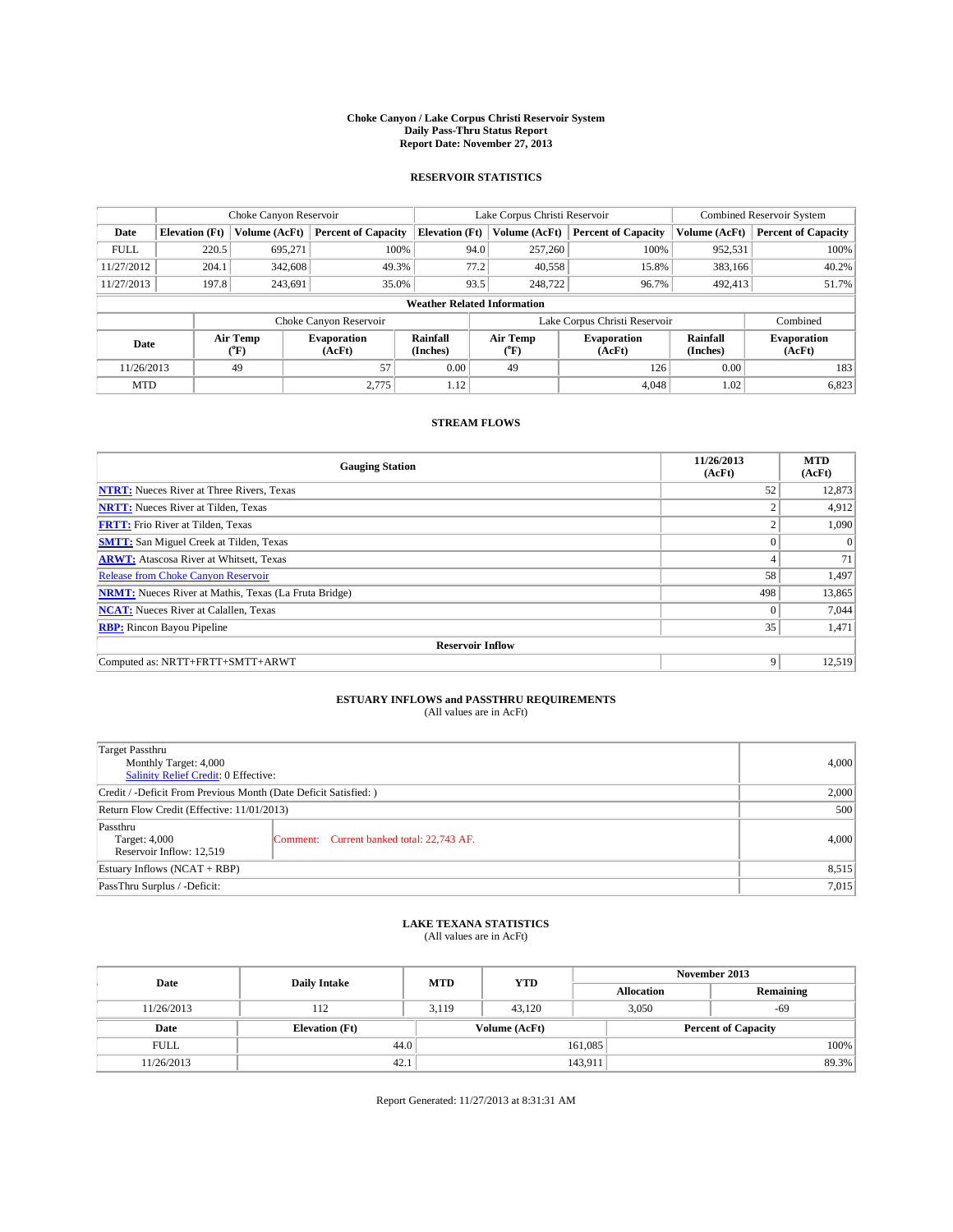# Choke Canyon / Lake Corpus Christi Reservoir System
## Daily Pass-Thru Status Report
## Report Date: November 27, 2013

### RESERVOIR STATISTICS

| | Choke Canyon Reservoir | | | Lake Corpus Christi Reservoir | | | Combined Reservoir System | |
|---|---|---|---|---|---|---|---|---|
| **Date** | **Elevation (Ft)** | **Volume (AcFt)** | **Percent of Capacity** | **Elevation (Ft)** | **Volume (AcFt)** | **Percent of Capacity** | **Volume (AcFt)** | **Percent of Capacity** |
| FULL | 220.5 | 695,271 | 100% | 94.0 | 257,260 | 100% | 952,531 | 100% |
| 11/27/2012 | 204.1 | 342,608 | 49.3% | 77.2 | 40,558 | 15.8% | 383,166 | 40.2% |
| 11/27/2013 | 197.8 | 243,691 | 35.0% | 93.5 | 248,722 | 96.7% | 492,413 | 51.7% |

**Weather Related Information**

| | Choke Canyon Reservoir | | | Lake Corpus Christi Reservoir | | | Combined |
|---|---|---|---|---|---|---|---|
| **Date** | **Air Temp (°F)** | **Evaporation (AcFt)** | **Rainfall (Inches)** | **Air Temp (°F)** | **Evaporation (AcFt)** | **Rainfall (Inches)** | **Evaporation (AcFt)** |
| 11/26/2013 | 49 | 57 | 0.00 | 49 | 126 | 0.00 | 183 |
| MTD | | 2,775 | 1.12 | | 4,048 | 1.02 | 6,823 |

### STREAM FLOWS

| Gauging Station | 11/26/2013 (AcFt) | MTD (AcFt) |
|---|---|---|
| **NTRT:** Nueces River at Three Rivers, Texas | 52 | 12,873 |
| **NRTT:** Nueces River at Tilden, Texas | 2 | 4,912 |
| **FRTT:** Frio River at Tilden, Texas | 2 | 1,090 |
| **SMTT:** San Miguel Creek at Tilden, Texas | 0 | 0 |
| **ARWT:** Atascosa River at Whitsett, Texas | 4 | 71 |
| Release from Choke Canyon Reservoir | 58 | 1,497 |
| **NRMT:** Nueces River at Mathis, Texas (La Fruta Bridge) | 498 | 13,865 |
| **NCAT:** Nueces River at Calallen, Texas | 0 | 7,044 |
| **RBP:** Rincon Bayou Pipeline | 35 | 1,471 |
| **Reservoir Inflow** | | |
| Computed as: NRTT+FRTT+SMTT+ARWT | 9 | 12,519 |

### ESTUARY INFLOWS and PASSTHRU REQUIREMENTS
(All values are in AcFt)

| | | |
|---|---|---|
| Target Passthru<br>Monthly Target: 4,000<br>Salinity Relief Credit: 0 Effective: | | 4,000 |
| Credit / -Deficit From Previous Month (Date Deficit Satisfied: ) | | 2,000 |
| Return Flow Credit (Effective: 11/01/2013) | | 500 |
| Passthru<br>Target: 4,000<br>Reservoir Inflow: 12,519 | Comment: Current banked total: 22,743 AF. | 4,000 |
| Estuary Inflows (NCAT + RBP) | | 8,515 |
| PassThru Surplus / -Deficit: | | 7,015 |

### LAKE TEXANA STATISTICS
(All values are in AcFt)

| Date | Daily Intake | MTD | YTD | November 2013 Allocation | November 2013 Remaining |
|---|---|---|---|---|---|
| 11/26/2013 | 112 | 3,119 | 43,120 | 3,050 | -69 |

| Date | Elevation (Ft) | Volume (AcFt) | Percent of Capacity |
|---|---|---|---|
| FULL | 44.0 | 161,085 | 100% |
| 11/26/2013 | 42.1 | 143,911 | 89.3% |

Report Generated: 11/27/2013 at 8:31:31 AM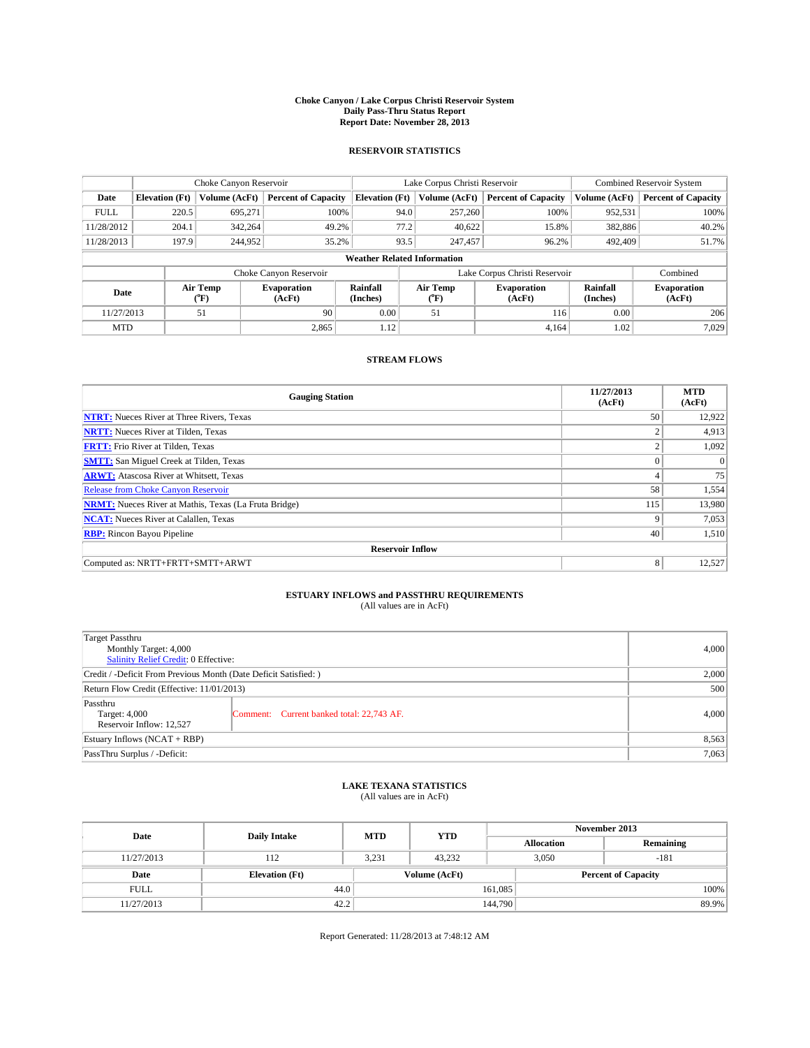# Choke Canyon / Lake Corpus Christi Reservoir System
## Daily Pass-Thru Status Report
### Report Date: November 28, 2013

## RESERVOIR STATISTICS

| | Choke Canyon Reservoir | | | Lake Corpus Christi Reservoir | | | Combined Reservoir System | |
|---|---|---|---|---|---|---|---|---|
| Date | Elevation (Ft) | Volume (AcFt) | Percent of Capacity | Elevation (Ft) | Volume (AcFt) | Percent of Capacity | Volume (AcFt) | Percent of Capacity |
| FULL | 220.5 | 695,271 | 100% | 94.0 | 257,260 | 100% | 952,531 | 100% |
| 11/28/2012 | 204.1 | 342,264 | 49.2% | 77.2 | 40,622 | 15.8% | 382,886 | 40.2% |
| 11/28/2013 | 197.9 | 244,952 | 35.2% | 93.5 | 247,457 | 96.2% | 492,409 | 51.7% |

**Weather Related Information**

| | Choke Canyon Reservoir | | | Lake Corpus Christi Reservoir | | | Combined |
|---|---|---|---|---|---|---|---|
| Date | Air Temp (°F) | Evaporation (AcFt) | Rainfall (Inches) | Air Temp (°F) | Evaporation (AcFt) | Rainfall (Inches) | Evaporation (AcFt) |
| 11/27/2013 | 51 | 90 | 0.00 | 51 | 116 | 0.00 | 206 |
| MTD | | 2,865 | 1.12 | | 4,164 | 1.02 | 7,029 |

## STREAM FLOWS

| Gauging Station | 11/27/2013 (AcFt) | MTD (AcFt) |
|---|---|---|
| NTRT: Nueces River at Three Rivers, Texas | 50 | 12,922 |
| NRTT: Nueces River at Tilden, Texas | 2 | 4,913 |
| FRTT: Frio River at Tilden, Texas | 2 | 1,092 |
| SMTT: San Miguel Creek at Tilden, Texas | 0 | 0 |
| ARWT: Atascosa River at Whitsett, Texas | 4 | 75 |
| Release from Choke Canyon Reservoir | 58 | 1,554 |
| NRMT: Nueces River at Mathis, Texas (La Fruta Bridge) | 115 | 13,980 |
| NCAT: Nueces River at Calallen, Texas | 9 | 7,053 |
| RBP: Rincon Bayou Pipeline | 40 | 1,510 |
| **Reservoir Inflow** | | |
| Computed as: NRTT+FRTT+SMTT+ARWT | 8 | 12,527 |

## ESTUARY INFLOWS and PASSTHRU REQUIREMENTS
(All values are in AcFt)

| | | |
|---|---|---|
| Target Passthru<br>Monthly Target: 4,000<br>Salinity Relief Credit: 0 Effective: | | 4,000 |
| Credit / -Deficit From Previous Month (Date Deficit Satisfied: ) | | 2,000 |
| Return Flow Credit (Effective: 11/01/2013) | | 500 |
| Passthru<br>Target: 4,000<br>Reservoir Inflow: 12,527 | Comment: Current banked total: 22,743 AF. | 4,000 |
| Estuary Inflows (NCAT + RBP) | | 8,563 |
| PassThru Surplus / -Deficit: | | 7,063 |

## LAKE TEXANA STATISTICS
(All values are in AcFt)

| Date | Daily Intake | MTD | YTD | November 2013 Allocation | November 2013 Remaining |
|---|---|---|---|---|---|
| 11/27/2013 | 112 | 3,231 | 43,232 | 3,050 | -181 |

| Date | Elevation (Ft) | Volume (AcFt) | Percent of Capacity |
|---|---|---|---|
| FULL | 44.0 | 161,085 | 100% |
| 11/27/2013 | 42.2 | 144,790 | 89.9% |

Report Generated: 11/28/2013 at 7:48:12 AM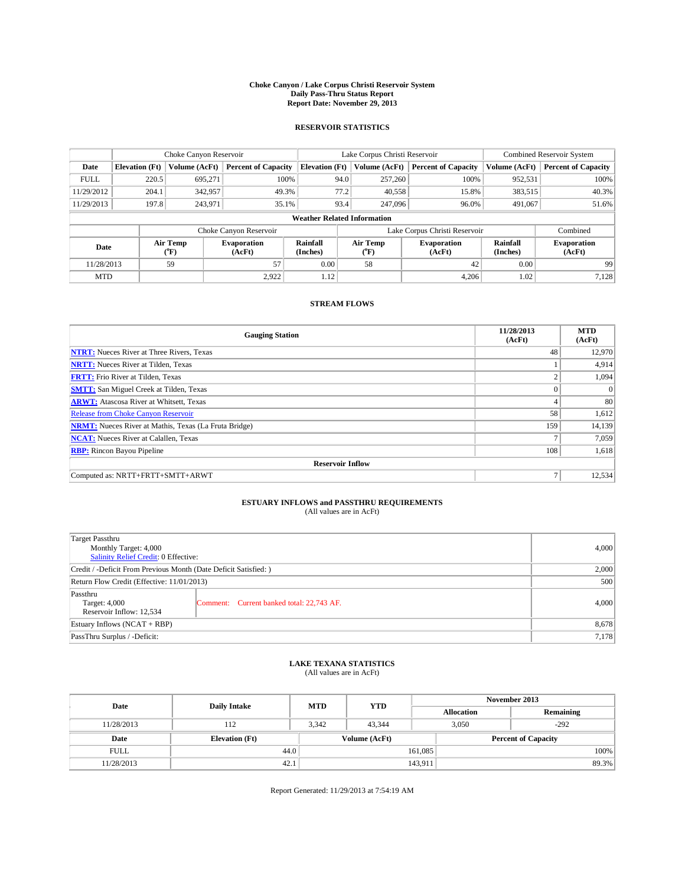**Choke Canyon / Lake Corpus Christi Reservoir System**
**Daily Pass-Thru Status Report**
**Report Date: November 29, 2013**

## RESERVOIR STATISTICS

| | Choke Canyon Reservoir | | | Lake Corpus Christi Reservoir | | | Combined Reservoir System | |
|---|---|---|---|---|---|---|---|---|
| **Date** | **Elevation (Ft)** | **Volume (AcFt)** | **Percent of Capacity** | **Elevation (Ft)** | **Volume (AcFt)** | **Percent of Capacity** | **Volume (AcFt)** | **Percent of Capacity** |
| FULL | 220.5 | 695,271 | 100% | 94.0 | 257,260 | 100% | 952,531 | 100% |
| 11/29/2012 | 204.1 | 342,957 | 49.3% | 77.2 | 40,558 | 15.8% | 383,515 | 40.3% |
| 11/29/2013 | 197.8 | 243,971 | 35.1% | 93.4 | 247,096 | 96.0% | 491,067 | 51.6% |

**Weather Related Information**

| | Choke Canyon Reservoir | | | Lake Corpus Christi Reservoir | | | Combined |
|---|---|---|---|---|---|---|---|
| **Date** | **Air Temp (°F)** | **Evaporation (AcFt)** | **Rainfall (Inches)** | **Air Temp (°F)** | **Evaporation (AcFt)** | **Rainfall (Inches)** | **Evaporation (AcFt)** |
| 11/28/2013 | 59 | 57 | 0.00 | 58 | 42 | 0.00 | 99 |
| MTD | | 2,922 | 1.12 | | 4,206 | 1.02 | 7,128 |

## STREAM FLOWS

| Gauging Station | 11/28/2013 (AcFt) | MTD (AcFt) |
|---|---|---|
| **NTRT:** Nueces River at Three Rivers, Texas | 48 | 12,970 |
| **NRTT:** Nueces River at Tilden, Texas | 1 | 4,914 |
| **FRTT:** Frio River at Tilden, Texas | 2 | 1,094 |
| **SMTT:** San Miguel Creek at Tilden, Texas | 0 | 0 |
| **ARWT:** Atascosa River at Whitsett, Texas | 4 | 80 |
| Release from Choke Canyon Reservoir | 58 | 1,612 |
| **NRMT:** Nueces River at Mathis, Texas (La Fruta Bridge) | 159 | 14,139 |
| **NCAT:** Nueces River at Calallen, Texas | 7 | 7,059 |
| **RBP:** Rincon Bayou Pipeline | 108 | 1,618 |
| **Reservoir Inflow** | | |
| Computed as: NRTT+FRTT+SMTT+ARWT | 7 | 12,534 |

## ESTUARY INFLOWS and PASSTHRU REQUIREMENTS
(All values are in AcFt)

| | | |
|---|---|---|
| Target Passthru<br>Monthly Target: 4,000<br>Salinity Relief Credit: 0 Effective: | | 4,000 |
| Credit / -Deficit From Previous Month (Date Deficit Satisfied: ) | | 2,000 |
| Return Flow Credit (Effective: 11/01/2013) | | 500 |
| Passthru<br>Target: 4,000<br>Reservoir Inflow: 12,534 | Comment: Current banked total: 22,743 AF. | 4,000 |
| Estuary Inflows (NCAT + RBP) | | 8,678 |
| PassThru Surplus / -Deficit: | | 7,178 |

## LAKE TEXANA STATISTICS
(All values are in AcFt)

| Date | Daily Intake | MTD | YTD | November 2013 Allocation | November 2013 Remaining |
|---|---|---|---|---|---|
| 11/28/2013 | 112 | 3,342 | 43,344 | 3,050 | -292 |

| Date | Elevation (Ft) | Volume (AcFt) | Percent of Capacity |
|---|---|---|---|
| FULL | 44.0 | 161,085 | 100% |
| 11/28/2013 | 42.1 | 143,911 | 89.3% |

Report Generated: 11/29/2013 at 7:54:19 AM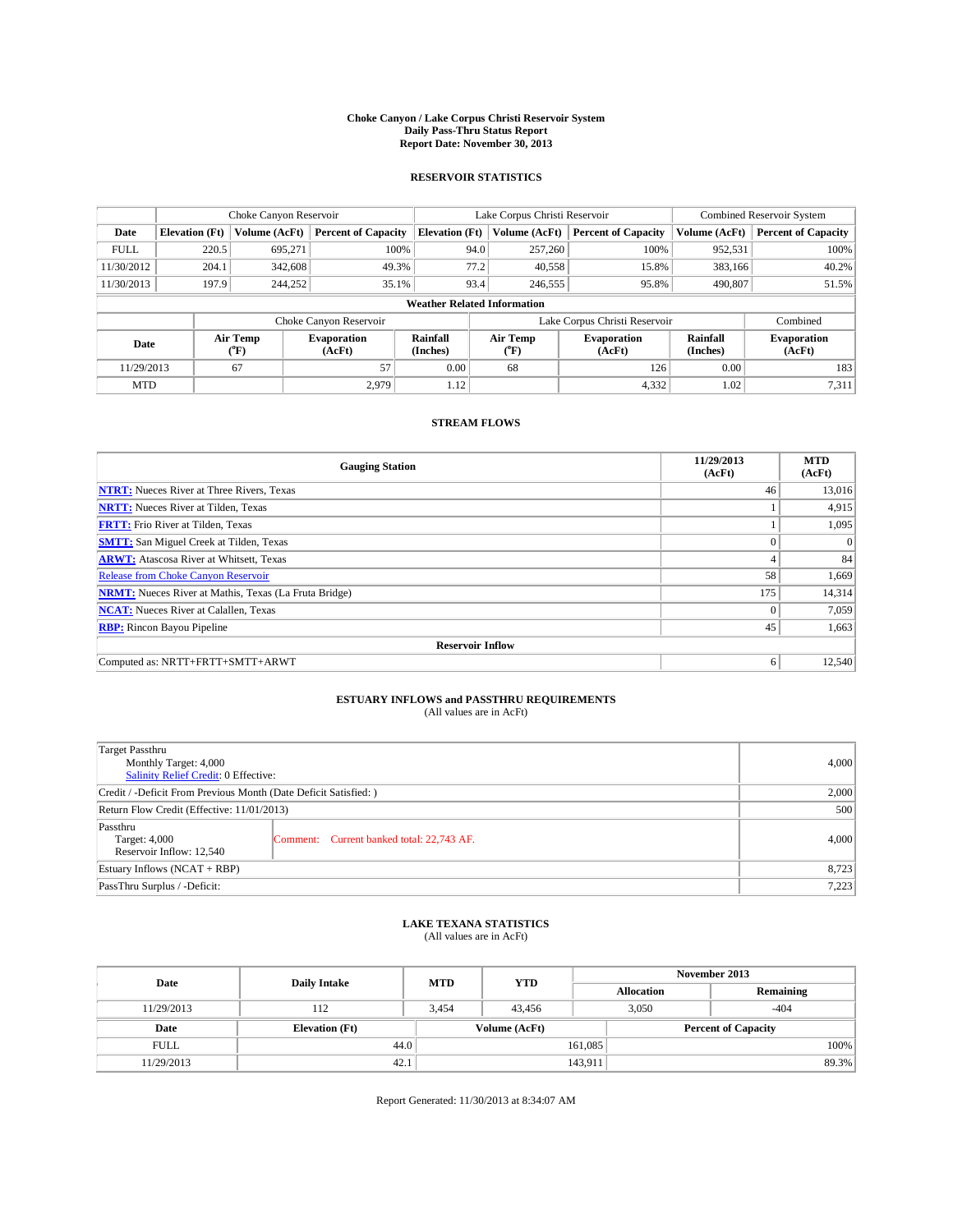**Choke Canyon / Lake Corpus Christi Reservoir System**
**Daily Pass-Thru Status Report**
**Report Date: November 30, 2013**

## RESERVOIR STATISTICS

| | Choke Canyon Reservoir | | | Lake Corpus Christi Reservoir | | | Combined Reservoir System | |
|---|---|---|---|---|---|---|---|---|
| **Date** | **Elevation (Ft)** | **Volume (AcFt)** | **Percent of Capacity** | **Elevation (Ft)** | **Volume (AcFt)** | **Percent of Capacity** | **Volume (AcFt)** | **Percent of Capacity** |
| FULL | 220.5 | 695,271 | 100% | 94.0 | 257,260 | 100% | 952,531 | 100% |
| 11/30/2012 | 204.1 | 342,608 | 49.3% | 77.2 | 40,558 | 15.8% | 383,166 | 40.2% |
| 11/30/2013 | 197.9 | 244,252 | 35.1% | 93.4 | 246,555 | 95.8% | 490,807 | 51.5% |

**Weather Related Information**

| | Choke Canyon Reservoir | | | Lake Corpus Christi Reservoir | | | Combined |
|---|---|---|---|---|---|---|---|
| **Date** | **Air Temp (°F)** | **Evaporation (AcFt)** | **Rainfall (Inches)** | **Air Temp (°F)** | **Evaporation (AcFt)** | **Rainfall (Inches)** | **Evaporation (AcFt)** |
| 11/29/2013 | 67 | 57 | 0.00 | 68 | 126 | 0.00 | 183 |
| MTD | | 2,979 | 1.12 | | 4,332 | 1.02 | 7,311 |

## STREAM FLOWS

| Gauging Station | 11/29/2013 (AcFt) | MTD (AcFt) |
|---|---|---|
| **NTRT:** Nueces River at Three Rivers, Texas | 46 | 13,016 |
| **NRTT:** Nueces River at Tilden, Texas | 1 | 4,915 |
| **FRTT:** Frio River at Tilden, Texas | 1 | 1,095 |
| **SMTT:** San Miguel Creek at Tilden, Texas | 0 | 0 |
| **ARWT:** Atascosa River at Whitsett, Texas | 4 | 84 |
| Release from Choke Canyon Reservoir | 58 | 1,669 |
| **NRMT:** Nueces River at Mathis, Texas (La Fruta Bridge) | 175 | 14,314 |
| **NCAT:** Nueces River at Calallen, Texas | 0 | 7,059 |
| **RBP:** Rincon Bayou Pipeline | 45 | 1,663 |
| **Reservoir Inflow** | | |
| Computed as: NRTT+FRTT+SMTT+ARWT | 6 | 12,540 |

## ESTUARY INFLOWS and PASSTHRU REQUIREMENTS
(All values are in AcFt)

| | |
|---|---|
| Target Passthru<br>Monthly Target: 4,000<br>Salinity Relief Credit: 0 Effective: | 4,000 |
| Credit / -Deficit From Previous Month (Date Deficit Satisfied: ) | 2,000 |
| Return Flow Credit (Effective: 11/01/2013) | 500 |
| Passthru<br>Target: 4,000<br>Reservoir Inflow: 12,540 — Comment: Current banked total: 22,743 AF. | 4,000 |
| Estuary Inflows (NCAT + RBP) | 8,723 |
| PassThru Surplus / -Deficit: | 7,223 |

## LAKE TEXANA STATISTICS
(All values are in AcFt)

| Date | Daily Intake | MTD | YTD | November 2013 Allocation | November 2013 Remaining |
|---|---|---|---|---|---|
| 11/29/2013 | 112 | 3,454 | 43,456 | 3,050 | -404 |

| Date | Elevation (Ft) | Volume (AcFt) | Percent of Capacity |
|---|---|---|---|
| FULL | 44.0 | 161,085 | 100% |
| 11/29/2013 | 42.1 | 143,911 | 89.3% |

Report Generated: 11/30/2013 at 8:34:07 AM